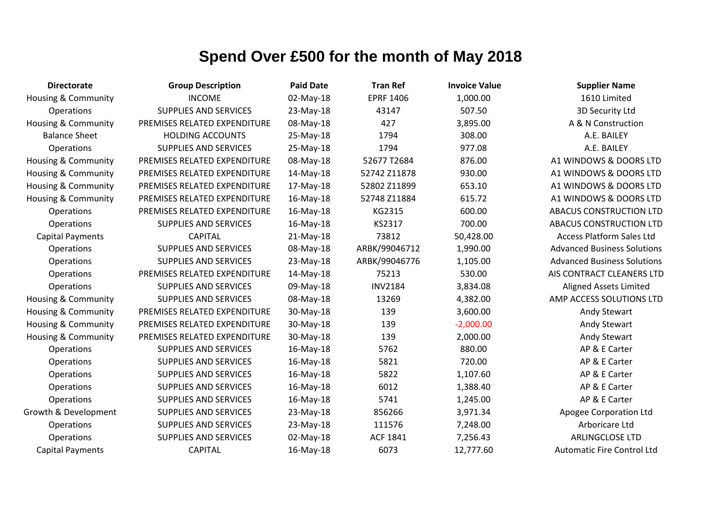# Spend Over £500 for the month of May 2018

| Directorate | Group Description | Paid Date | Tran Ref | Invoice Value | Supplier Name |
|---|---|---|---|---|---|
| Housing & Community | INCOME | 02-May-18 | EPRF 1406 | 1,000.00 | 1610 Limited |
| Operations | SUPPLIES AND SERVICES | 23-May-18 | 43147 | 507.50 | 3D Security Ltd |
| Housing & Community | PREMISES RELATED EXPENDITURE | 08-May-18 | 427 | 3,895.00 | A & N Construction |
| Balance Sheet | HOLDING ACCOUNTS | 25-May-18 | 1794 | 308.00 | A.E. BAILEY |
| Operations | SUPPLIES AND SERVICES | 25-May-18 | 1794 | 977.08 | A.E. BAILEY |
| Housing & Community | PREMISES RELATED EXPENDITURE | 08-May-18 | 52677 T2684 | 876.00 | A1 WINDOWS & DOORS LTD |
| Housing & Community | PREMISES RELATED EXPENDITURE | 14-May-18 | 52742 Z11878 | 930.00 | A1 WINDOWS & DOORS LTD |
| Housing & Community | PREMISES RELATED EXPENDITURE | 17-May-18 | 52802 Z11899 | 653.10 | A1 WINDOWS & DOORS LTD |
| Housing & Community | PREMISES RELATED EXPENDITURE | 16-May-18 | 52748 Z11884 | 615.72 | A1 WINDOWS & DOORS LTD |
| Operations | PREMISES RELATED EXPENDITURE | 16-May-18 | KG2315 | 600.00 | ABACUS CONSTRUCTION LTD |
| Operations | SUPPLIES AND SERVICES | 16-May-18 | KS2317 | 700.00 | ABACUS CONSTRUCTION LTD |
| Capital Payments | CAPITAL | 21-May-18 | 73812 | 50,428.00 | Access Platform Sales Ltd |
| Operations | SUPPLIES AND SERVICES | 08-May-18 | ARBK/99046712 | 1,990.00 | Advanced Business Solutions |
| Operations | SUPPLIES AND SERVICES | 23-May-18 | ARBK/99046776 | 1,105.00 | Advanced Business Solutions |
| Operations | PREMISES RELATED EXPENDITURE | 14-May-18 | 75213 | 530.00 | AIS CONTRACT CLEANERS LTD |
| Operations | SUPPLIES AND SERVICES | 09-May-18 | INV2184 | 3,834.08 | Aligned Assets Limited |
| Housing & Community | SUPPLIES AND SERVICES | 08-May-18 | 13269 | 4,382.00 | AMP ACCESS SOLUTIONS LTD |
| Housing & Community | PREMISES RELATED EXPENDITURE | 30-May-18 | 139 | 3,600.00 | Andy Stewart |
| Housing & Community | PREMISES RELATED EXPENDITURE | 30-May-18 | 139 | -2,000.00 | Andy Stewart |
| Housing & Community | PREMISES RELATED EXPENDITURE | 30-May-18 | 139 | 2,000.00 | Andy Stewart |
| Operations | SUPPLIES AND SERVICES | 16-May-18 | 5762 | 880.00 | AP & E Carter |
| Operations | SUPPLIES AND SERVICES | 16-May-18 | 5821 | 720.00 | AP & E Carter |
| Operations | SUPPLIES AND SERVICES | 16-May-18 | 5822 | 1,107.60 | AP & E Carter |
| Operations | SUPPLIES AND SERVICES | 16-May-18 | 6012 | 1,388.40 | AP & E Carter |
| Operations | SUPPLIES AND SERVICES | 16-May-18 | 5741 | 1,245.00 | AP & E Carter |
| Growth & Development | SUPPLIES AND SERVICES | 23-May-18 | 856266 | 3,971.34 | Apogee Corporation Ltd |
| Operations | SUPPLIES AND SERVICES | 23-May-18 | 111576 | 7,248.00 | Arboricare Ltd |
| Operations | SUPPLIES AND SERVICES | 02-May-18 | ACF 1841 | 7,256.43 | ARLINGCLOSE LTD |
| Capital Payments | CAPITAL | 16-May-18 | 6073 | 12,777.60 | Automatic Fire Control Ltd |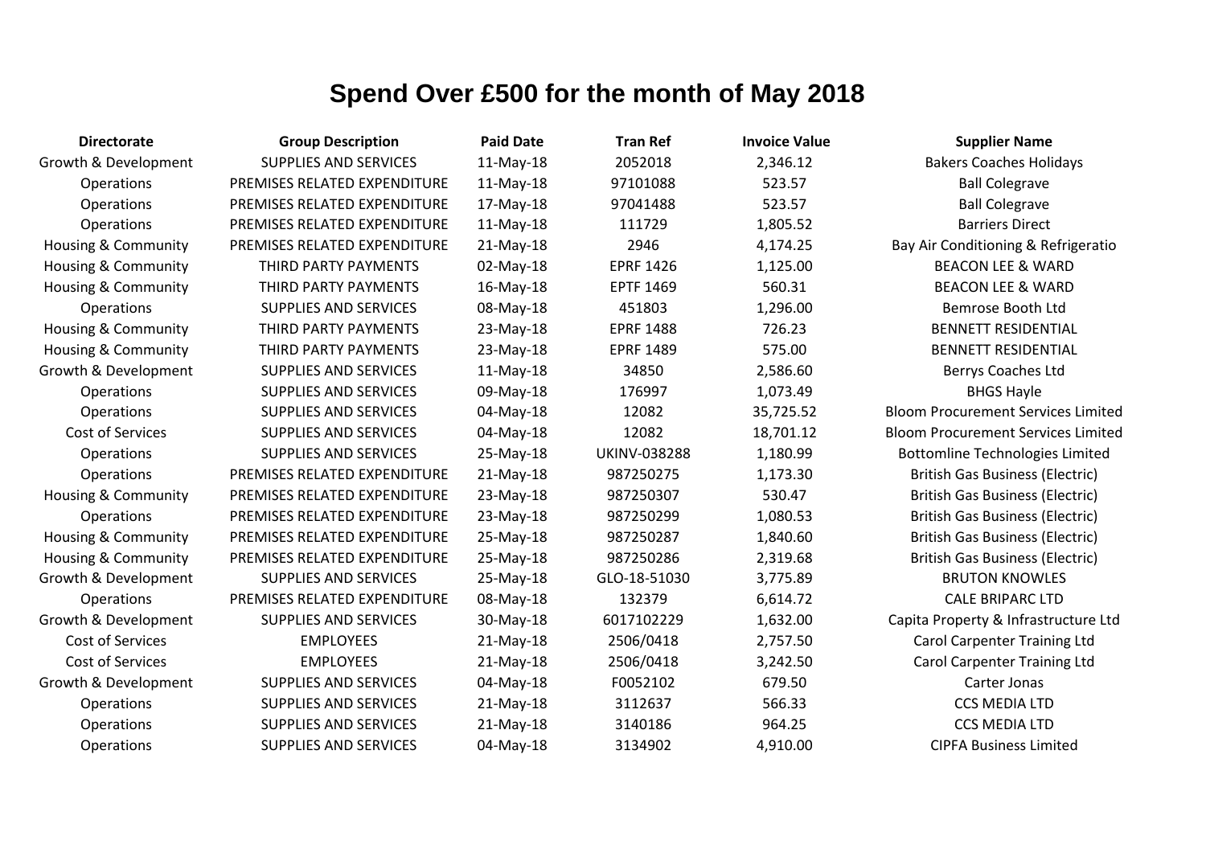# Spend Over £500 for the month of May 2018

| Directorate | Group Description | Paid Date | Tran Ref | Invoice Value | Supplier Name |
|---|---|---|---|---|---|
| Growth & Development | SUPPLIES AND SERVICES | 11-May-18 | 2052018 | 2,346.12 | Bakers Coaches Holidays |
| Operations | PREMISES RELATED EXPENDITURE | 11-May-18 | 97101088 | 523.57 | Ball Colegrave |
| Operations | PREMISES RELATED EXPENDITURE | 17-May-18 | 97041488 | 523.57 | Ball Colegrave |
| Operations | PREMISES RELATED EXPENDITURE | 11-May-18 | 111729 | 1,805.52 | Barriers Direct |
| Housing & Community | PREMISES RELATED EXPENDITURE | 21-May-18 | 2946 | 4,174.25 | Bay Air Conditioning & Refrigeratio |
| Housing & Community | THIRD PARTY PAYMENTS | 02-May-18 | EPRF 1426 | 1,125.00 | BEACON LEE & WARD |
| Housing & Community | THIRD PARTY PAYMENTS | 16-May-18 | EPTF 1469 | 560.31 | BEACON LEE & WARD |
| Operations | SUPPLIES AND SERVICES | 08-May-18 | 451803 | 1,296.00 | Bemrose Booth Ltd |
| Housing & Community | THIRD PARTY PAYMENTS | 23-May-18 | EPRF 1488 | 726.23 | BENNETT RESIDENTIAL |
| Housing & Community | THIRD PARTY PAYMENTS | 23-May-18 | EPRF 1489 | 575.00 | BENNETT RESIDENTIAL |
| Growth & Development | SUPPLIES AND SERVICES | 11-May-18 | 34850 | 2,586.60 | Berrys Coaches Ltd |
| Operations | SUPPLIES AND SERVICES | 09-May-18 | 176997 | 1,073.49 | BHGS Hayle |
| Operations | SUPPLIES AND SERVICES | 04-May-18 | 12082 | 35,725.52 | Bloom Procurement Services Limited |
| Cost of Services | SUPPLIES AND SERVICES | 04-May-18 | 12082 | 18,701.12 | Bloom Procurement Services Limited |
| Operations | SUPPLIES AND SERVICES | 25-May-18 | UKINV-038288 | 1,180.99 | Bottomline Technologies Limited |
| Operations | PREMISES RELATED EXPENDITURE | 21-May-18 | 987250275 | 1,173.30 | British Gas Business (Electric) |
| Housing & Community | PREMISES RELATED EXPENDITURE | 23-May-18 | 987250307 | 530.47 | British Gas Business (Electric) |
| Operations | PREMISES RELATED EXPENDITURE | 23-May-18 | 987250299 | 1,080.53 | British Gas Business (Electric) |
| Housing & Community | PREMISES RELATED EXPENDITURE | 25-May-18 | 987250287 | 1,840.60 | British Gas Business (Electric) |
| Housing & Community | PREMISES RELATED EXPENDITURE | 25-May-18 | 987250286 | 2,319.68 | British Gas Business (Electric) |
| Growth & Development | SUPPLIES AND SERVICES | 25-May-18 | GLO-18-51030 | 3,775.89 | BRUTON KNOWLES |
| Operations | PREMISES RELATED EXPENDITURE | 08-May-18 | 132379 | 6,614.72 | CALE BRIPARC LTD |
| Growth & Development | SUPPLIES AND SERVICES | 30-May-18 | 6017102229 | 1,632.00 | Capita Property & Infrastructure Ltd |
| Cost of Services | EMPLOYEES | 21-May-18 | 2506/0418 | 2,757.50 | Carol Carpenter Training Ltd |
| Cost of Services | EMPLOYEES | 21-May-18 | 2506/0418 | 3,242.50 | Carol Carpenter Training Ltd |
| Growth & Development | SUPPLIES AND SERVICES | 04-May-18 | F0052102 | 679.50 | Carter Jonas |
| Operations | SUPPLIES AND SERVICES | 21-May-18 | 3112637 | 566.33 | CCS MEDIA LTD |
| Operations | SUPPLIES AND SERVICES | 21-May-18 | 3140186 | 964.25 | CCS MEDIA LTD |
| Operations | SUPPLIES AND SERVICES | 04-May-18 | 3134902 | 4,910.00 | CIPFA Business Limited |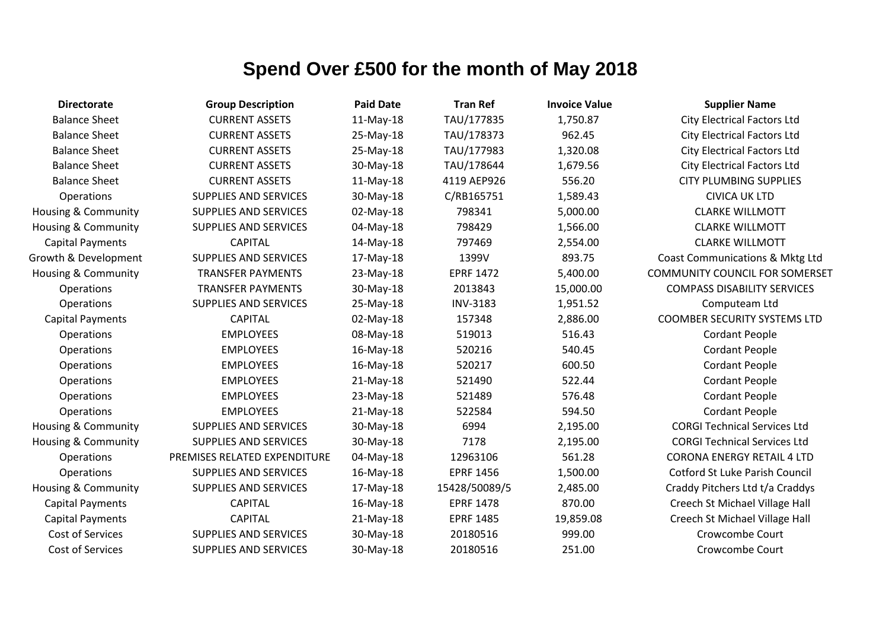# Spend Over £500 for the month of May 2018

| Directorate | Group Description | Paid Date | Tran Ref | Invoice Value | Supplier Name |
|---|---|---|---|---|---|
| Balance Sheet | CURRENT ASSETS | 11-May-18 | TAU/177835 | 1,750.87 | City Electrical Factors Ltd |
| Balance Sheet | CURRENT ASSETS | 25-May-18 | TAU/178373 | 962.45 | City Electrical Factors Ltd |
| Balance Sheet | CURRENT ASSETS | 25-May-18 | TAU/177983 | 1,320.08 | City Electrical Factors Ltd |
| Balance Sheet | CURRENT ASSETS | 30-May-18 | TAU/178644 | 1,679.56 | City Electrical Factors Ltd |
| Balance Sheet | CURRENT ASSETS | 11-May-18 | 4119 AEP926 | 556.20 | CITY PLUMBING SUPPLIES |
| Operations | SUPPLIES AND SERVICES | 30-May-18 | C/RB165751 | 1,589.43 | CIVICA UK LTD |
| Housing & Community | SUPPLIES AND SERVICES | 02-May-18 | 798341 | 5,000.00 | CLARKE WILLMOTT |
| Housing & Community | SUPPLIES AND SERVICES | 04-May-18 | 798429 | 1,566.00 | CLARKE WILLMOTT |
| Capital Payments | CAPITAL | 14-May-18 | 797469 | 2,554.00 | CLARKE WILLMOTT |
| Growth & Development | SUPPLIES AND SERVICES | 17-May-18 | 1399V | 893.75 | Coast Communications & Mktg Ltd |
| Housing & Community | TRANSFER PAYMENTS | 23-May-18 | EPRF 1472 | 5,400.00 | COMMUNITY COUNCIL FOR SOMERSET |
| Operations | TRANSFER PAYMENTS | 30-May-18 | 2013843 | 15,000.00 | COMPASS DISABILITY SERVICES |
| Operations | SUPPLIES AND SERVICES | 25-May-18 | INV-3183 | 1,951.52 | Computeam Ltd |
| Capital Payments | CAPITAL | 02-May-18 | 157348 | 2,886.00 | COOMBER SECURITY SYSTEMS LTD |
| Operations | EMPLOYEES | 08-May-18 | 519013 | 516.43 | Cordant People |
| Operations | EMPLOYEES | 16-May-18 | 520216 | 540.45 | Cordant People |
| Operations | EMPLOYEES | 16-May-18 | 520217 | 600.50 | Cordant People |
| Operations | EMPLOYEES | 21-May-18 | 521490 | 522.44 | Cordant People |
| Operations | EMPLOYEES | 23-May-18 | 521489 | 576.48 | Cordant People |
| Operations | EMPLOYEES | 21-May-18 | 522584 | 594.50 | Cordant People |
| Housing & Community | SUPPLIES AND SERVICES | 30-May-18 | 6994 | 2,195.00 | CORGI Technical Services Ltd |
| Housing & Community | SUPPLIES AND SERVICES | 30-May-18 | 7178 | 2,195.00 | CORGI Technical Services Ltd |
| Operations | PREMISES RELATED EXPENDITURE | 04-May-18 | 12963106 | 561.28 | CORONA ENERGY RETAIL 4 LTD |
| Operations | SUPPLIES AND SERVICES | 16-May-18 | EPRF 1456 | 1,500.00 | Cotford St Luke Parish Council |
| Housing & Community | SUPPLIES AND SERVICES | 17-May-18 | 15428/50089/5 | 2,485.00 | Craddy Pitchers Ltd t/a Craddys |
| Capital Payments | CAPITAL | 16-May-18 | EPRF 1478 | 870.00 | Creech St Michael Village Hall |
| Capital Payments | CAPITAL | 21-May-18 | EPRF 1485 | 19,859.08 | Creech St Michael Village Hall |
| Cost of Services | SUPPLIES AND SERVICES | 30-May-18 | 20180516 | 999.00 | Crowcombe Court |
| Cost of Services | SUPPLIES AND SERVICES | 30-May-18 | 20180516 | 251.00 | Crowcombe Court |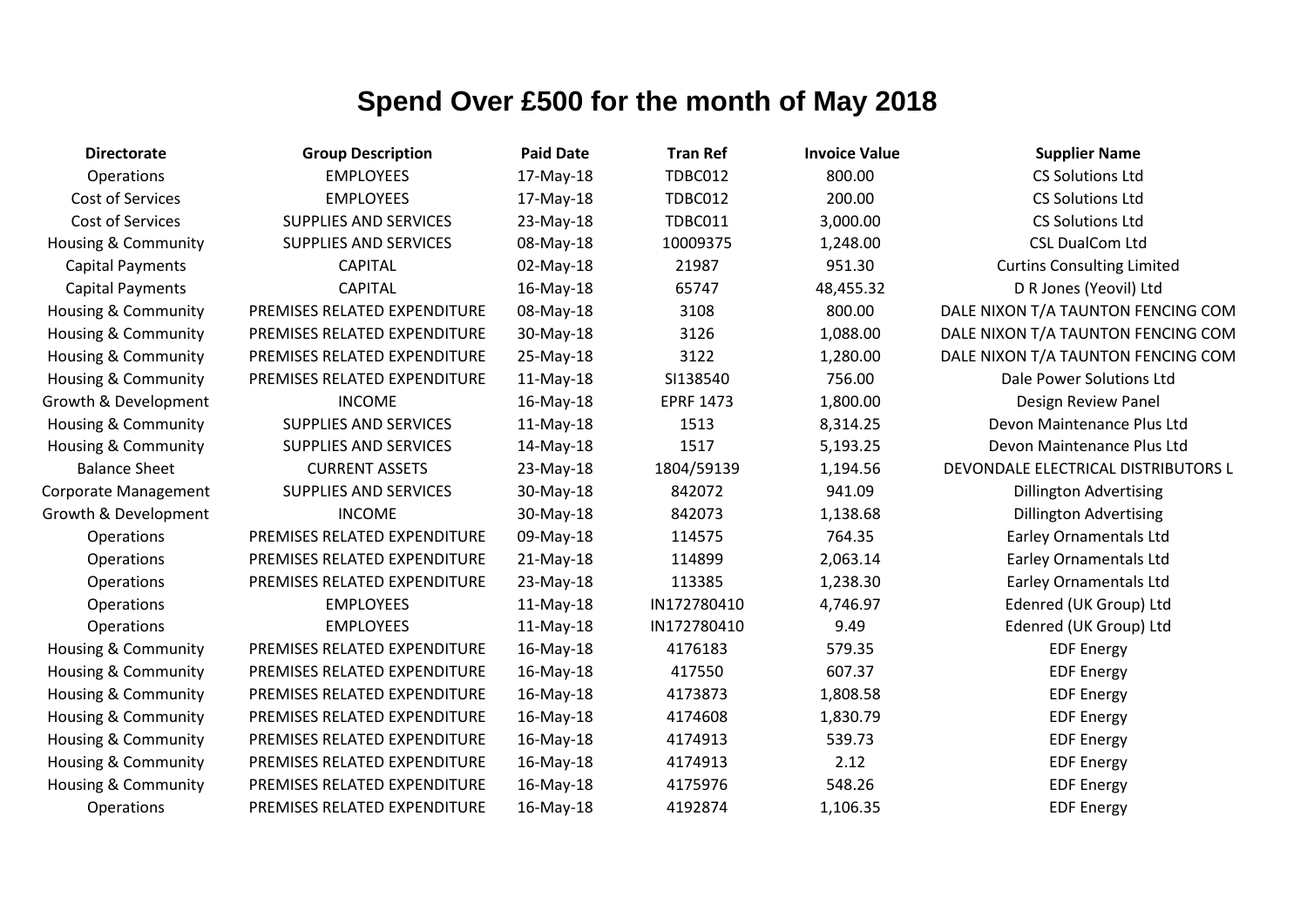# Spend Over £500 for the month of May 2018

| Directorate | Group Description | Paid Date | Tran Ref | Invoice Value | Supplier Name |
|---|---|---|---|---|---|
| Operations | EMPLOYEES | 17-May-18 | TDBC012 | 800.00 | CS Solutions Ltd |
| Cost of Services | EMPLOYEES | 17-May-18 | TDBC012 | 200.00 | CS Solutions Ltd |
| Cost of Services | SUPPLIES AND SERVICES | 23-May-18 | TDBC011 | 3,000.00 | CS Solutions Ltd |
| Housing & Community | SUPPLIES AND SERVICES | 08-May-18 | 10009375 | 1,248.00 | CSL DualCom Ltd |
| Capital Payments | CAPITAL | 02-May-18 | 21987 | 951.30 | Curtins Consulting Limited |
| Capital Payments | CAPITAL | 16-May-18 | 65747 | 48,455.32 | D R Jones (Yeovil) Ltd |
| Housing & Community | PREMISES RELATED EXPENDITURE | 08-May-18 | 3108 | 800.00 | DALE NIXON T/A TAUNTON FENCING COM |
| Housing & Community | PREMISES RELATED EXPENDITURE | 30-May-18 | 3126 | 1,088.00 | DALE NIXON T/A TAUNTON FENCING COM |
| Housing & Community | PREMISES RELATED EXPENDITURE | 25-May-18 | 3122 | 1,280.00 | DALE NIXON T/A TAUNTON FENCING COM |
| Housing & Community | PREMISES RELATED EXPENDITURE | 11-May-18 | SI138540 | 756.00 | Dale Power Solutions Ltd |
| Growth & Development | INCOME | 16-May-18 | EPRF 1473 | 1,800.00 | Design Review Panel |
| Housing & Community | SUPPLIES AND SERVICES | 11-May-18 | 1513 | 8,314.25 | Devon Maintenance Plus Ltd |
| Housing & Community | SUPPLIES AND SERVICES | 14-May-18 | 1517 | 5,193.25 | Devon Maintenance Plus Ltd |
| Balance Sheet | CURRENT ASSETS | 23-May-18 | 1804/59139 | 1,194.56 | DEVONDALE ELECTRICAL DISTRIBUTORS L |
| Corporate Management | SUPPLIES AND SERVICES | 30-May-18 | 842072 | 941.09 | Dillington Advertising |
| Growth & Development | INCOME | 30-May-18 | 842073 | 1,138.68 | Dillington Advertising |
| Operations | PREMISES RELATED EXPENDITURE | 09-May-18 | 114575 | 764.35 | Earley Ornamentals Ltd |
| Operations | PREMISES RELATED EXPENDITURE | 21-May-18 | 114899 | 2,063.14 | Earley Ornamentals Ltd |
| Operations | PREMISES RELATED EXPENDITURE | 23-May-18 | 113385 | 1,238.30 | Earley Ornamentals Ltd |
| Operations | EMPLOYEES | 11-May-18 | IN172780410 | 4,746.97 | Edenred (UK Group) Ltd |
| Operations | EMPLOYEES | 11-May-18 | IN172780410 | 9.49 | Edenred (UK Group) Ltd |
| Housing & Community | PREMISES RELATED EXPENDITURE | 16-May-18 | 4176183 | 579.35 | EDF Energy |
| Housing & Community | PREMISES RELATED EXPENDITURE | 16-May-18 | 417550 | 607.37 | EDF Energy |
| Housing & Community | PREMISES RELATED EXPENDITURE | 16-May-18 | 4173873 | 1,808.58 | EDF Energy |
| Housing & Community | PREMISES RELATED EXPENDITURE | 16-May-18 | 4174608 | 1,830.79 | EDF Energy |
| Housing & Community | PREMISES RELATED EXPENDITURE | 16-May-18 | 4174913 | 539.73 | EDF Energy |
| Housing & Community | PREMISES RELATED EXPENDITURE | 16-May-18 | 4174913 | 2.12 | EDF Energy |
| Housing & Community | PREMISES RELATED EXPENDITURE | 16-May-18 | 4175976 | 548.26 | EDF Energy |
| Operations | PREMISES RELATED EXPENDITURE | 16-May-18 | 4192874 | 1,106.35 | EDF Energy |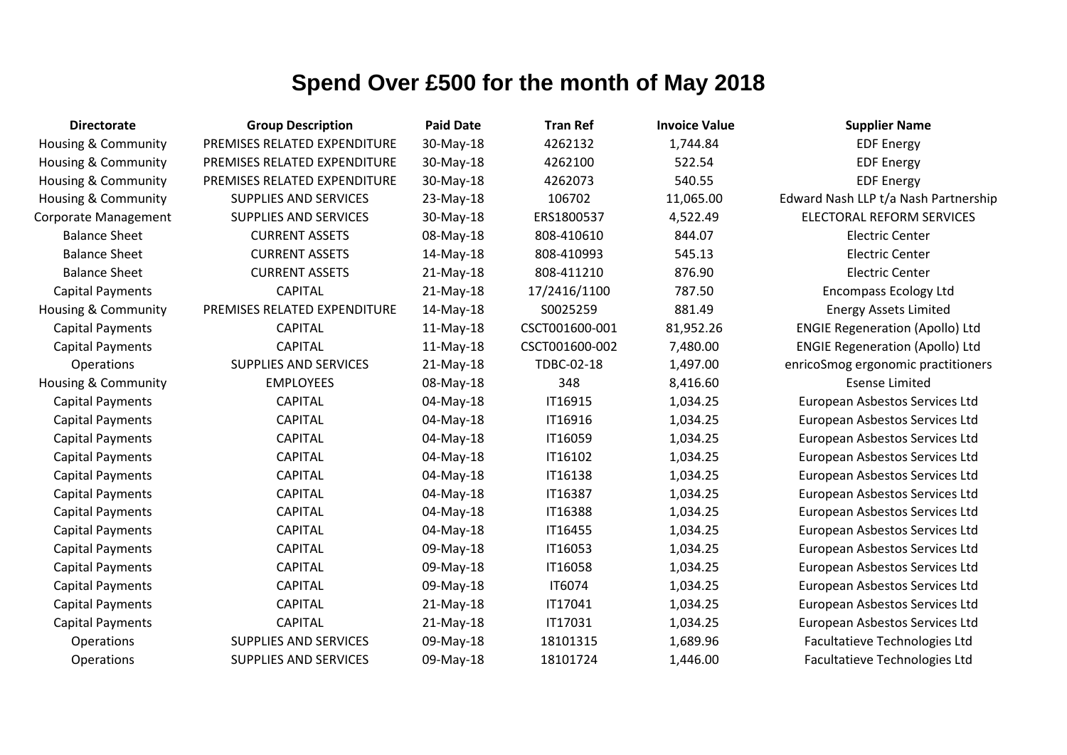# Spend Over £500 for the month of May 2018

| Directorate | Group Description | Paid Date | Tran Ref | Invoice Value | Supplier Name |
|---|---|---|---|---|---|
| Housing & Community | PREMISES RELATED EXPENDITURE | 30-May-18 | 4262132 | 1,744.84 | EDF Energy |
| Housing & Community | PREMISES RELATED EXPENDITURE | 30-May-18 | 4262100 | 522.54 | EDF Energy |
| Housing & Community | PREMISES RELATED EXPENDITURE | 30-May-18 | 4262073 | 540.55 | EDF Energy |
| Housing & Community | SUPPLIES AND SERVICES | 23-May-18 | 106702 | 11,065.00 | Edward Nash LLP t/a Nash Partnership |
| Corporate Management | SUPPLIES AND SERVICES | 30-May-18 | ERS1800537 | 4,522.49 | ELECTORAL REFORM SERVICES |
| Balance Sheet | CURRENT ASSETS | 08-May-18 | 808-410610 | 844.07 | Electric Center |
| Balance Sheet | CURRENT ASSETS | 14-May-18 | 808-410993 | 545.13 | Electric Center |
| Balance Sheet | CURRENT ASSETS | 21-May-18 | 808-411210 | 876.90 | Electric Center |
| Capital Payments | CAPITAL | 21-May-18 | 17/2416/1100 | 787.50 | Encompass Ecology Ltd |
| Housing & Community | PREMISES RELATED EXPENDITURE | 14-May-18 | S0025259 | 881.49 | Energy Assets Limited |
| Capital Payments | CAPITAL | 11-May-18 | CSCT001600-001 | 81,952.26 | ENGIE Regeneration (Apollo) Ltd |
| Capital Payments | CAPITAL | 11-May-18 | CSCT001600-002 | 7,480.00 | ENGIE Regeneration (Apollo) Ltd |
| Operations | SUPPLIES AND SERVICES | 21-May-18 | TDBC-02-18 | 1,497.00 | enricoSmog ergonomic practitioners |
| Housing & Community | EMPLOYEES | 08-May-18 | 348 | 8,416.60 | Esense Limited |
| Capital Payments | CAPITAL | 04-May-18 | IT16915 | 1,034.25 | European Asbestos Services Ltd |
| Capital Payments | CAPITAL | 04-May-18 | IT16916 | 1,034.25 | European Asbestos Services Ltd |
| Capital Payments | CAPITAL | 04-May-18 | IT16059 | 1,034.25 | European Asbestos Services Ltd |
| Capital Payments | CAPITAL | 04-May-18 | IT16102 | 1,034.25 | European Asbestos Services Ltd |
| Capital Payments | CAPITAL | 04-May-18 | IT16138 | 1,034.25 | European Asbestos Services Ltd |
| Capital Payments | CAPITAL | 04-May-18 | IT16387 | 1,034.25 | European Asbestos Services Ltd |
| Capital Payments | CAPITAL | 04-May-18 | IT16388 | 1,034.25 | European Asbestos Services Ltd |
| Capital Payments | CAPITAL | 04-May-18 | IT16455 | 1,034.25 | European Asbestos Services Ltd |
| Capital Payments | CAPITAL | 09-May-18 | IT16053 | 1,034.25 | European Asbestos Services Ltd |
| Capital Payments | CAPITAL | 09-May-18 | IT16058 | 1,034.25 | European Asbestos Services Ltd |
| Capital Payments | CAPITAL | 09-May-18 | IT6074 | 1,034.25 | European Asbestos Services Ltd |
| Capital Payments | CAPITAL | 21-May-18 | IT17041 | 1,034.25 | European Asbestos Services Ltd |
| Capital Payments | CAPITAL | 21-May-18 | IT17031 | 1,034.25 | European Asbestos Services Ltd |
| Operations | SUPPLIES AND SERVICES | 09-May-18 | 18101315 | 1,689.96 | Facultatieve Technologies Ltd |
| Operations | SUPPLIES AND SERVICES | 09-May-18 | 18101724 | 1,446.00 | Facultatieve Technologies Ltd |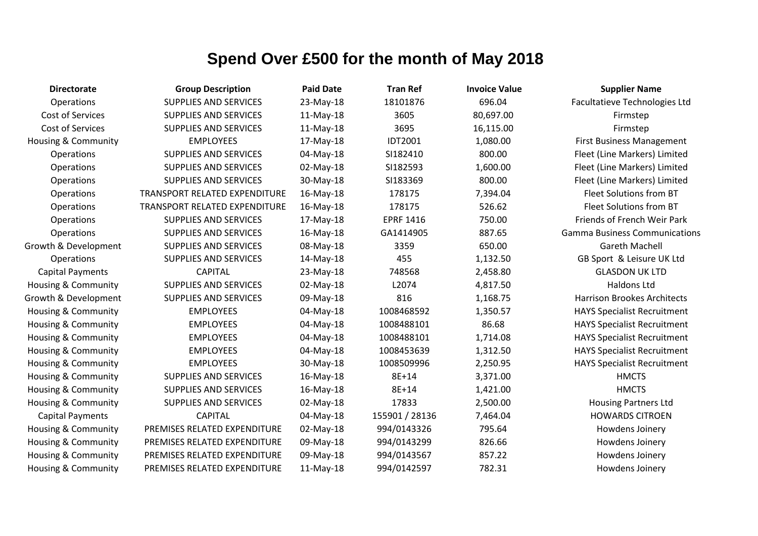# Spend Over £500 for the month of May 2018

| Directorate | Group Description | Paid Date | Tran Ref | Invoice Value | Supplier Name |
|---|---|---|---|---|---|
| Operations | SUPPLIES AND SERVICES | 23-May-18 | 18101876 | 696.04 | Facultatieve Technologies Ltd |
| Cost of Services | SUPPLIES AND SERVICES | 11-May-18 | 3605 | 80,697.00 | Firmstep |
| Cost of Services | SUPPLIES AND SERVICES | 11-May-18 | 3695 | 16,115.00 | Firmstep |
| Housing & Community | EMPLOYEES | 17-May-18 | IDT2001 | 1,080.00 | First Business Management |
| Operations | SUPPLIES AND SERVICES | 04-May-18 | SI182410 | 800.00 | Fleet (Line Markers) Limited |
| Operations | SUPPLIES AND SERVICES | 02-May-18 | SI182593 | 1,600.00 | Fleet (Line Markers) Limited |
| Operations | SUPPLIES AND SERVICES | 30-May-18 | SI183369 | 800.00 | Fleet (Line Markers) Limited |
| Operations | TRANSPORT RELATED EXPENDITURE | 16-May-18 | 178175 | 7,394.04 | Fleet Solutions from BT |
| Operations | TRANSPORT RELATED EXPENDITURE | 16-May-18 | 178175 | 526.62 | Fleet Solutions from BT |
| Operations | SUPPLIES AND SERVICES | 17-May-18 | EPRF 1416 | 750.00 | Friends of French Weir Park |
| Operations | SUPPLIES AND SERVICES | 16-May-18 | GA1414905 | 887.65 | Gamma Business Communications |
| Growth & Development | SUPPLIES AND SERVICES | 08-May-18 | 3359 | 650.00 | Gareth Machell |
| Operations | SUPPLIES AND SERVICES | 14-May-18 | 455 | 1,132.50 | GB Sport & Leisure UK Ltd |
| Capital Payments | CAPITAL | 23-May-18 | 748568 | 2,458.80 | GLASDON UK LTD |
| Housing & Community | SUPPLIES AND SERVICES | 02-May-18 | L2074 | 4,817.50 | Haldons Ltd |
| Growth & Development | SUPPLIES AND SERVICES | 09-May-18 | 816 | 1,168.75 | Harrison Brookes Architects |
| Housing & Community | EMPLOYEES | 04-May-18 | 1008468592 | 1,350.57 | HAYS Specialist Recruitment |
| Housing & Community | EMPLOYEES | 04-May-18 | 1008488101 | 86.68 | HAYS Specialist Recruitment |
| Housing & Community | EMPLOYEES | 04-May-18 | 1008488101 | 1,714.08 | HAYS Specialist Recruitment |
| Housing & Community | EMPLOYEES | 04-May-18 | 1008453639 | 1,312.50 | HAYS Specialist Recruitment |
| Housing & Community | EMPLOYEES | 30-May-18 | 1008509996 | 2,250.95 | HAYS Specialist Recruitment |
| Housing & Community | SUPPLIES AND SERVICES | 16-May-18 | 8E+14 | 3,371.00 | HMCTS |
| Housing & Community | SUPPLIES AND SERVICES | 16-May-18 | 8E+14 | 1,421.00 | HMCTS |
| Housing & Community | SUPPLIES AND SERVICES | 02-May-18 | 17833 | 2,500.00 | Housing Partners Ltd |
| Capital Payments | CAPITAL | 04-May-18 | 155901 / 28136 | 7,464.04 | HOWARDS CITROEN |
| Housing & Community | PREMISES RELATED EXPENDITURE | 02-May-18 | 994/0143326 | 795.64 | Howdens Joinery |
| Housing & Community | PREMISES RELATED EXPENDITURE | 09-May-18 | 994/0143299 | 826.66 | Howdens Joinery |
| Housing & Community | PREMISES RELATED EXPENDITURE | 09-May-18 | 994/0143567 | 857.22 | Howdens Joinery |
| Housing & Community | PREMISES RELATED EXPENDITURE | 11-May-18 | 994/0142597 | 782.31 | Howdens Joinery |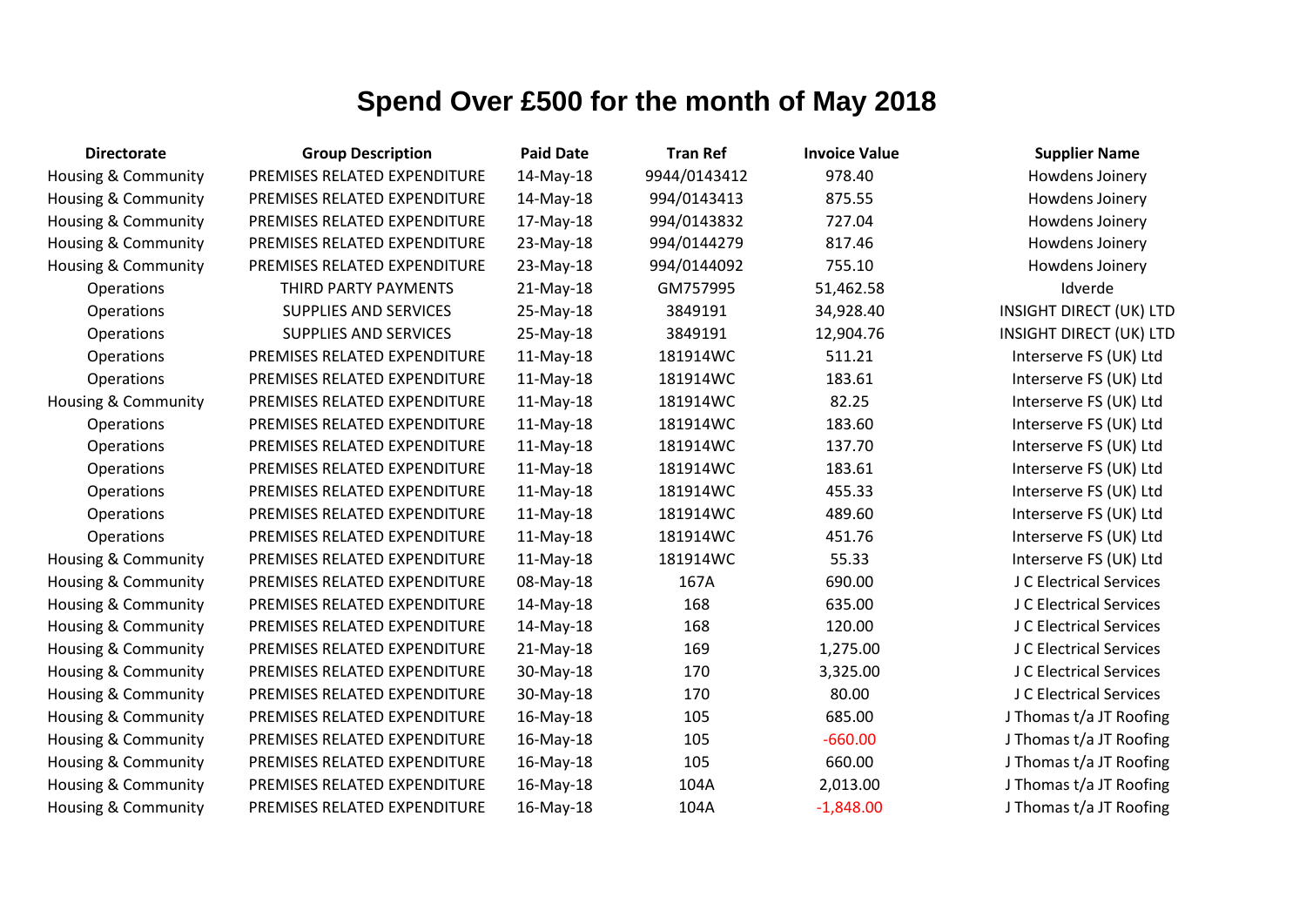# Spend Over £500 for the month of May 2018

| Directorate | Group Description | Paid Date | Tran Ref | Invoice Value | Supplier Name |
|---|---|---|---|---|---|
| Housing & Community | PREMISES RELATED EXPENDITURE | 14-May-18 | 9944/0143412 | 978.40 | Howdens Joinery |
| Housing & Community | PREMISES RELATED EXPENDITURE | 14-May-18 | 994/0143413 | 875.55 | Howdens Joinery |
| Housing & Community | PREMISES RELATED EXPENDITURE | 17-May-18 | 994/0143832 | 727.04 | Howdens Joinery |
| Housing & Community | PREMISES RELATED EXPENDITURE | 23-May-18 | 994/0144279 | 817.46 | Howdens Joinery |
| Housing & Community | PREMISES RELATED EXPENDITURE | 23-May-18 | 994/0144092 | 755.10 | Howdens Joinery |
| Operations | THIRD PARTY PAYMENTS | 21-May-18 | GM757995 | 51,462.58 | Idverde |
| Operations | SUPPLIES AND SERVICES | 25-May-18 | 3849191 | 34,928.40 | INSIGHT DIRECT (UK) LTD |
| Operations | SUPPLIES AND SERVICES | 25-May-18 | 3849191 | 12,904.76 | INSIGHT DIRECT (UK) LTD |
| Operations | PREMISES RELATED EXPENDITURE | 11-May-18 | 181914WC | 511.21 | Interserve FS (UK) Ltd |
| Operations | PREMISES RELATED EXPENDITURE | 11-May-18 | 181914WC | 183.61 | Interserve FS (UK) Ltd |
| Housing & Community | PREMISES RELATED EXPENDITURE | 11-May-18 | 181914WC | 82.25 | Interserve FS (UK) Ltd |
| Operations | PREMISES RELATED EXPENDITURE | 11-May-18 | 181914WC | 183.60 | Interserve FS (UK) Ltd |
| Operations | PREMISES RELATED EXPENDITURE | 11-May-18 | 181914WC | 137.70 | Interserve FS (UK) Ltd |
| Operations | PREMISES RELATED EXPENDITURE | 11-May-18 | 181914WC | 183.61 | Interserve FS (UK) Ltd |
| Operations | PREMISES RELATED EXPENDITURE | 11-May-18 | 181914WC | 455.33 | Interserve FS (UK) Ltd |
| Operations | PREMISES RELATED EXPENDITURE | 11-May-18 | 181914WC | 489.60 | Interserve FS (UK) Ltd |
| Operations | PREMISES RELATED EXPENDITURE | 11-May-18 | 181914WC | 451.76 | Interserve FS (UK) Ltd |
| Housing & Community | PREMISES RELATED EXPENDITURE | 11-May-18 | 181914WC | 55.33 | Interserve FS (UK) Ltd |
| Housing & Community | PREMISES RELATED EXPENDITURE | 08-May-18 | 167A | 690.00 | J C Electrical Services |
| Housing & Community | PREMISES RELATED EXPENDITURE | 14-May-18 | 168 | 635.00 | J C Electrical Services |
| Housing & Community | PREMISES RELATED EXPENDITURE | 14-May-18 | 168 | 120.00 | J C Electrical Services |
| Housing & Community | PREMISES RELATED EXPENDITURE | 21-May-18 | 169 | 1,275.00 | J C Electrical Services |
| Housing & Community | PREMISES RELATED EXPENDITURE | 30-May-18 | 170 | 3,325.00 | J C Electrical Services |
| Housing & Community | PREMISES RELATED EXPENDITURE | 30-May-18 | 170 | 80.00 | J C Electrical Services |
| Housing & Community | PREMISES RELATED EXPENDITURE | 16-May-18 | 105 | 685.00 | J Thomas t/a JT Roofing |
| Housing & Community | PREMISES RELATED EXPENDITURE | 16-May-18 | 105 | -660.00 | J Thomas t/a JT Roofing |
| Housing & Community | PREMISES RELATED EXPENDITURE | 16-May-18 | 105 | 660.00 | J Thomas t/a JT Roofing |
| Housing & Community | PREMISES RELATED EXPENDITURE | 16-May-18 | 104A | 2,013.00 | J Thomas t/a JT Roofing |
| Housing & Community | PREMISES RELATED EXPENDITURE | 16-May-18 | 104A | -1,848.00 | J Thomas t/a JT Roofing |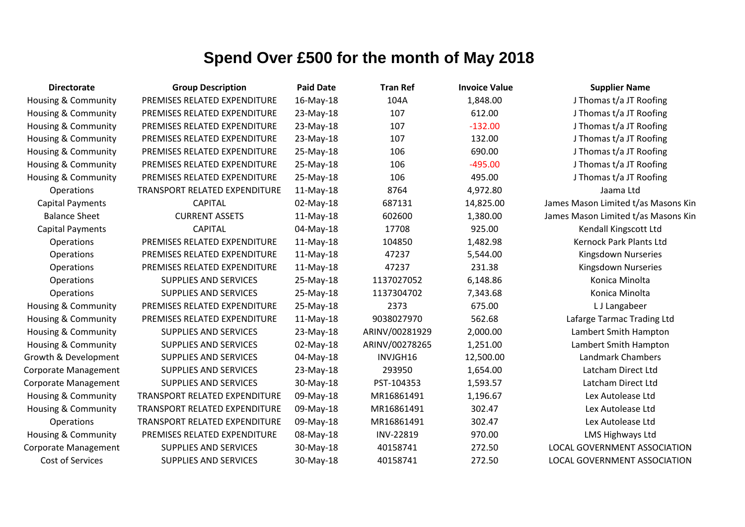# Spend Over £500 for the month of May 2018

| Directorate | Group Description | Paid Date | Tran Ref | Invoice Value | Supplier Name |
|---|---|---|---|---|---|
| Housing & Community | PREMISES RELATED EXPENDITURE | 16-May-18 | 104A | 1,848.00 | J Thomas t/a JT Roofing |
| Housing & Community | PREMISES RELATED EXPENDITURE | 23-May-18 | 107 | 612.00 | J Thomas t/a JT Roofing |
| Housing & Community | PREMISES RELATED EXPENDITURE | 23-May-18 | 107 | -132.00 | J Thomas t/a JT Roofing |
| Housing & Community | PREMISES RELATED EXPENDITURE | 23-May-18 | 107 | 132.00 | J Thomas t/a JT Roofing |
| Housing & Community | PREMISES RELATED EXPENDITURE | 25-May-18 | 106 | 690.00 | J Thomas t/a JT Roofing |
| Housing & Community | PREMISES RELATED EXPENDITURE | 25-May-18 | 106 | -495.00 | J Thomas t/a JT Roofing |
| Housing & Community | PREMISES RELATED EXPENDITURE | 25-May-18 | 106 | 495.00 | J Thomas t/a JT Roofing |
| Operations | TRANSPORT RELATED EXPENDITURE | 11-May-18 | 8764 | 4,972.80 | Jaama Ltd |
| Capital Payments | CAPITAL | 02-May-18 | 687131 | 14,825.00 | James Mason Limited t/as Masons Kin |
| Balance Sheet | CURRENT ASSETS | 11-May-18 | 602600 | 1,380.00 | James Mason Limited t/as Masons Kin |
| Capital Payments | CAPITAL | 04-May-18 | 17708 | 925.00 | Kendall Kingscott Ltd |
| Operations | PREMISES RELATED EXPENDITURE | 11-May-18 | 104850 | 1,482.98 | Kernock Park Plants Ltd |
| Operations | PREMISES RELATED EXPENDITURE | 11-May-18 | 47237 | 5,544.00 | Kingsdown Nurseries |
| Operations | PREMISES RELATED EXPENDITURE | 11-May-18 | 47237 | 231.38 | Kingsdown Nurseries |
| Operations | SUPPLIES AND SERVICES | 25-May-18 | 1137027052 | 6,148.86 | Konica Minolta |
| Operations | SUPPLIES AND SERVICES | 25-May-18 | 1137304702 | 7,343.68 | Konica Minolta |
| Housing & Community | PREMISES RELATED EXPENDITURE | 25-May-18 | 2373 | 675.00 | L J Langabeer |
| Housing & Community | PREMISES RELATED EXPENDITURE | 11-May-18 | 9038027970 | 562.68 | Lafarge Tarmac Trading Ltd |
| Housing & Community | SUPPLIES AND SERVICES | 23-May-18 | ARINV/00281929 | 2,000.00 | Lambert Smith Hampton |
| Housing & Community | SUPPLIES AND SERVICES | 02-May-18 | ARINV/00278265 | 1,251.00 | Lambert Smith Hampton |
| Growth & Development | SUPPLIES AND SERVICES | 04-May-18 | INVJGH16 | 12,500.00 | Landmark Chambers |
| Corporate Management | SUPPLIES AND SERVICES | 23-May-18 | 293950 | 1,654.00 | Latcham Direct Ltd |
| Corporate Management | SUPPLIES AND SERVICES | 30-May-18 | PST-104353 | 1,593.57 | Latcham Direct Ltd |
| Housing & Community | TRANSPORT RELATED EXPENDITURE | 09-May-18 | MR16861491 | 1,196.67 | Lex Autolease Ltd |
| Housing & Community | TRANSPORT RELATED EXPENDITURE | 09-May-18 | MR16861491 | 302.47 | Lex Autolease Ltd |
| Operations | TRANSPORT RELATED EXPENDITURE | 09-May-18 | MR16861491 | 302.47 | Lex Autolease Ltd |
| Housing & Community | PREMISES RELATED EXPENDITURE | 08-May-18 | INV-22819 | 970.00 | LMS Highways Ltd |
| Corporate Management | SUPPLIES AND SERVICES | 30-May-18 | 40158741 | 272.50 | LOCAL GOVERNMENT ASSOCIATION |
| Cost of Services | SUPPLIES AND SERVICES | 30-May-18 | 40158741 | 272.50 | LOCAL GOVERNMENT ASSOCIATION |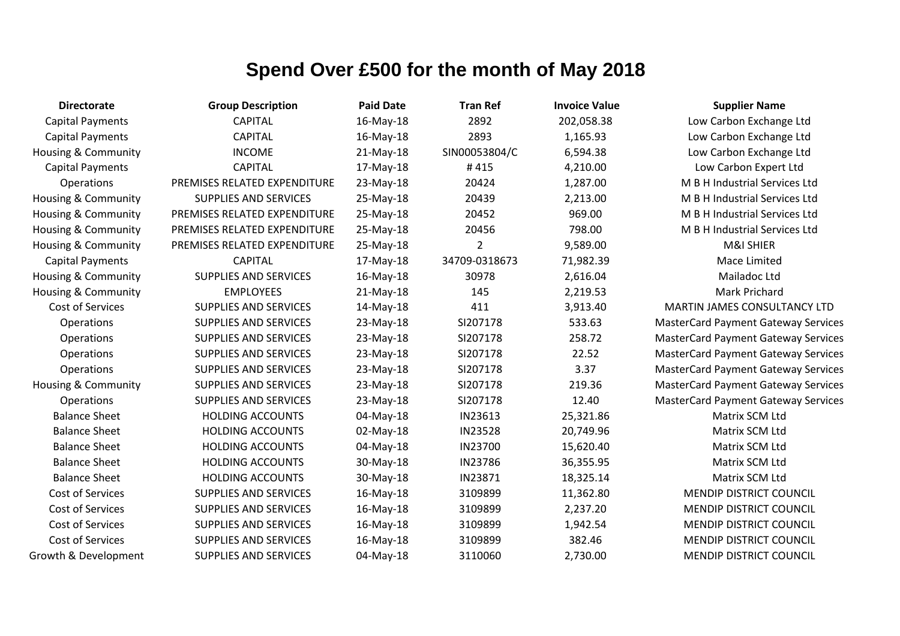# Spend Over £500 for the month of May 2018

| Directorate | Group Description | Paid Date | Tran Ref | Invoice Value | Supplier Name |
|---|---|---|---|---|---|
| Capital Payments | CAPITAL | 16-May-18 | 2892 | 202,058.38 | Low Carbon Exchange Ltd |
| Capital Payments | CAPITAL | 16-May-18 | 2893 | 1,165.93 | Low Carbon Exchange Ltd |
| Housing & Community | INCOME | 21-May-18 | SIN00053804/C | 6,594.38 | Low Carbon Exchange Ltd |
| Capital Payments | CAPITAL | 17-May-18 | # 415 | 4,210.00 | Low Carbon Expert Ltd |
| Operations | PREMISES RELATED EXPENDITURE | 23-May-18 | 20424 | 1,287.00 | M B H Industrial Services Ltd |
| Housing & Community | SUPPLIES AND SERVICES | 25-May-18 | 20439 | 2,213.00 | M B H Industrial Services Ltd |
| Housing & Community | PREMISES RELATED EXPENDITURE | 25-May-18 | 20452 | 969.00 | M B H Industrial Services Ltd |
| Housing & Community | PREMISES RELATED EXPENDITURE | 25-May-18 | 20456 | 798.00 | M B H Industrial Services Ltd |
| Housing & Community | PREMISES RELATED EXPENDITURE | 25-May-18 | 2 | 9,589.00 | M&I SHIER |
| Capital Payments | CAPITAL | 17-May-18 | 34709-0318673 | 71,982.39 | Mace Limited |
| Housing & Community | SUPPLIES AND SERVICES | 16-May-18 | 30978 | 2,616.04 | Mailadoc Ltd |
| Housing & Community | EMPLOYEES | 21-May-18 | 145 | 2,219.53 | Mark Prichard |
| Cost of Services | SUPPLIES AND SERVICES | 14-May-18 | 411 | 3,913.40 | MARTIN JAMES CONSULTANCY LTD |
| Operations | SUPPLIES AND SERVICES | 23-May-18 | SI207178 | 533.63 | MasterCard Payment Gateway Services |
| Operations | SUPPLIES AND SERVICES | 23-May-18 | SI207178 | 258.72 | MasterCard Payment Gateway Services |
| Operations | SUPPLIES AND SERVICES | 23-May-18 | SI207178 | 22.52 | MasterCard Payment Gateway Services |
| Operations | SUPPLIES AND SERVICES | 23-May-18 | SI207178 | 3.37 | MasterCard Payment Gateway Services |
| Housing & Community | SUPPLIES AND SERVICES | 23-May-18 | SI207178 | 219.36 | MasterCard Payment Gateway Services |
| Operations | SUPPLIES AND SERVICES | 23-May-18 | SI207178 | 12.40 | MasterCard Payment Gateway Services |
| Balance Sheet | HOLDING ACCOUNTS | 04-May-18 | IN23613 | 25,321.86 | Matrix SCM Ltd |
| Balance Sheet | HOLDING ACCOUNTS | 02-May-18 | IN23528 | 20,749.96 | Matrix SCM Ltd |
| Balance Sheet | HOLDING ACCOUNTS | 04-May-18 | IN23700 | 15,620.40 | Matrix SCM Ltd |
| Balance Sheet | HOLDING ACCOUNTS | 30-May-18 | IN23786 | 36,355.95 | Matrix SCM Ltd |
| Balance Sheet | HOLDING ACCOUNTS | 30-May-18 | IN23871 | 18,325.14 | Matrix SCM Ltd |
| Cost of Services | SUPPLIES AND SERVICES | 16-May-18 | 3109899 | 11,362.80 | MENDIP DISTRICT COUNCIL |
| Cost of Services | SUPPLIES AND SERVICES | 16-May-18 | 3109899 | 2,237.20 | MENDIP DISTRICT COUNCIL |
| Cost of Services | SUPPLIES AND SERVICES | 16-May-18 | 3109899 | 1,942.54 | MENDIP DISTRICT COUNCIL |
| Cost of Services | SUPPLIES AND SERVICES | 16-May-18 | 3109899 | 382.46 | MENDIP DISTRICT COUNCIL |
| Growth & Development | SUPPLIES AND SERVICES | 04-May-18 | 3110060 | 2,730.00 | MENDIP DISTRICT COUNCIL |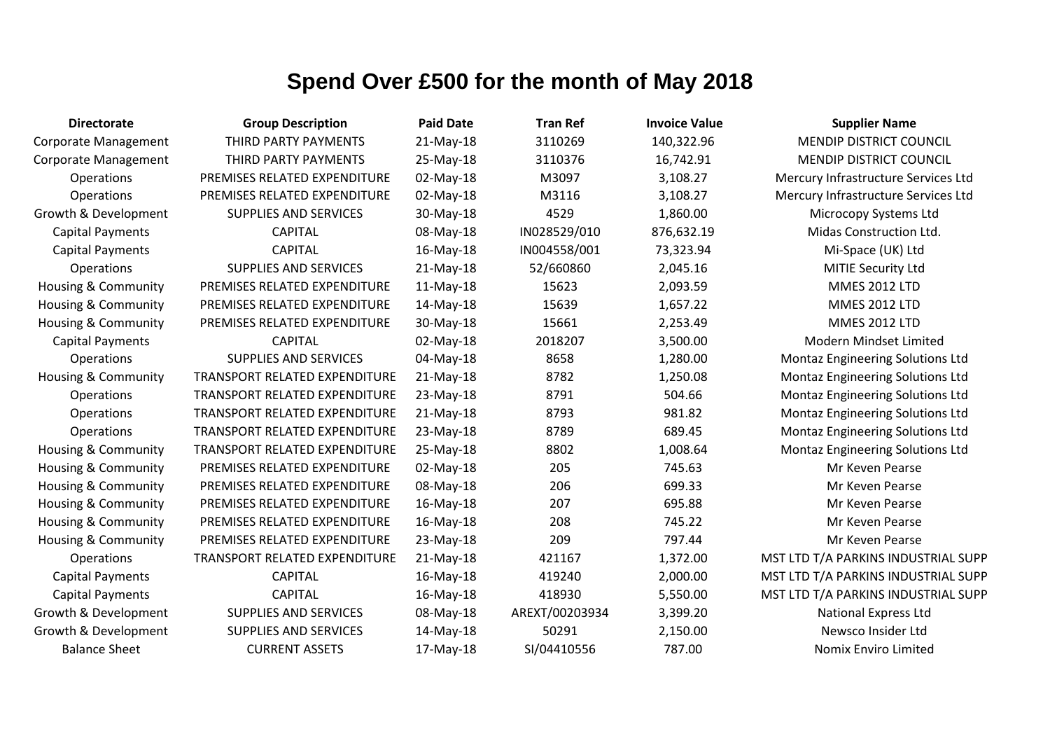# Spend Over £500 for the month of May 2018

| Directorate | Group Description | Paid Date | Tran Ref | Invoice Value | Supplier Name |
|---|---|---|---|---|---|
| Corporate Management | THIRD PARTY PAYMENTS | 21-May-18 | 3110269 | 140,322.96 | MENDIP DISTRICT COUNCIL |
| Corporate Management | THIRD PARTY PAYMENTS | 25-May-18 | 3110376 | 16,742.91 | MENDIP DISTRICT COUNCIL |
| Operations | PREMISES RELATED EXPENDITURE | 02-May-18 | M3097 | 3,108.27 | Mercury Infrastructure Services Ltd |
| Operations | PREMISES RELATED EXPENDITURE | 02-May-18 | M3116 | 3,108.27 | Mercury Infrastructure Services Ltd |
| Growth & Development | SUPPLIES AND SERVICES | 30-May-18 | 4529 | 1,860.00 | Microcopy Systems Ltd |
| Capital Payments | CAPITAL | 08-May-18 | IN028529/010 | 876,632.19 | Midas Construction Ltd. |
| Capital Payments | CAPITAL | 16-May-18 | IN004558/001 | 73,323.94 | Mi-Space (UK) Ltd |
| Operations | SUPPLIES AND SERVICES | 21-May-18 | 52/660860 | 2,045.16 | MITIE Security Ltd |
| Housing & Community | PREMISES RELATED EXPENDITURE | 11-May-18 | 15623 | 2,093.59 | MMES 2012 LTD |
| Housing & Community | PREMISES RELATED EXPENDITURE | 14-May-18 | 15639 | 1,657.22 | MMES 2012 LTD |
| Housing & Community | PREMISES RELATED EXPENDITURE | 30-May-18 | 15661 | 2,253.49 | MMES 2012 LTD |
| Capital Payments | CAPITAL | 02-May-18 | 2018207 | 3,500.00 | Modern Mindset Limited |
| Operations | SUPPLIES AND SERVICES | 04-May-18 | 8658 | 1,280.00 | Montaz Engineering Solutions Ltd |
| Housing & Community | TRANSPORT RELATED EXPENDITURE | 21-May-18 | 8782 | 1,250.08 | Montaz Engineering Solutions Ltd |
| Operations | TRANSPORT RELATED EXPENDITURE | 23-May-18 | 8791 | 504.66 | Montaz Engineering Solutions Ltd |
| Operations | TRANSPORT RELATED EXPENDITURE | 21-May-18 | 8793 | 981.82 | Montaz Engineering Solutions Ltd |
| Operations | TRANSPORT RELATED EXPENDITURE | 23-May-18 | 8789 | 689.45 | Montaz Engineering Solutions Ltd |
| Housing & Community | TRANSPORT RELATED EXPENDITURE | 25-May-18 | 8802 | 1,008.64 | Montaz Engineering Solutions Ltd |
| Housing & Community | PREMISES RELATED EXPENDITURE | 02-May-18 | 205 | 745.63 | Mr Keven Pearse |
| Housing & Community | PREMISES RELATED EXPENDITURE | 08-May-18 | 206 | 699.33 | Mr Keven Pearse |
| Housing & Community | PREMISES RELATED EXPENDITURE | 16-May-18 | 207 | 695.88 | Mr Keven Pearse |
| Housing & Community | PREMISES RELATED EXPENDITURE | 16-May-18 | 208 | 745.22 | Mr Keven Pearse |
| Housing & Community | PREMISES RELATED EXPENDITURE | 23-May-18 | 209 | 797.44 | Mr Keven Pearse |
| Operations | TRANSPORT RELATED EXPENDITURE | 21-May-18 | 421167 | 1,372.00 | MST LTD T/A PARKINS INDUSTRIAL SUPP |
| Capital Payments | CAPITAL | 16-May-18 | 419240 | 2,000.00 | MST LTD T/A PARKINS INDUSTRIAL SUPP |
| Capital Payments | CAPITAL | 16-May-18 | 418930 | 5,550.00 | MST LTD T/A PARKINS INDUSTRIAL SUPP |
| Growth & Development | SUPPLIES AND SERVICES | 08-May-18 | AREXT/00203934 | 3,399.20 | National Express Ltd |
| Growth & Development | SUPPLIES AND SERVICES | 14-May-18 | 50291 | 2,150.00 | Newsco Insider Ltd |
| Balance Sheet | CURRENT ASSETS | 17-May-18 | SI/04410556 | 787.00 | Nomix Enviro Limited |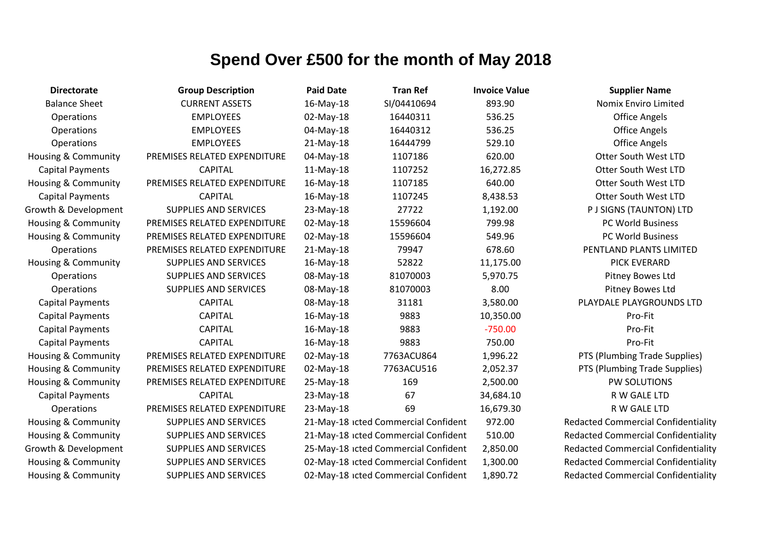# Spend Over £500 for the month of May 2018

| Directorate | Group Description | Paid Date | Tran Ref | Invoice Value | Supplier Name |
|---|---|---|---|---|---|
| Balance Sheet | CURRENT ASSETS | 16-May-18 | SI/04410694 | 893.90 | Nomix Enviro Limited |
| Operations | EMPLOYEES | 02-May-18 | 16440311 | 536.25 | Office Angels |
| Operations | EMPLOYEES | 04-May-18 | 16440312 | 536.25 | Office Angels |
| Operations | EMPLOYEES | 21-May-18 | 16444799 | 529.10 | Office Angels |
| Housing & Community | PREMISES RELATED EXPENDITURE | 04-May-18 | 1107186 | 620.00 | Otter South West LTD |
| Capital Payments | CAPITAL | 11-May-18 | 1107252 | 16,272.85 | Otter South West LTD |
| Housing & Community | PREMISES RELATED EXPENDITURE | 16-May-18 | 1107185 | 640.00 | Otter South West LTD |
| Capital Payments | CAPITAL | 16-May-18 | 1107245 | 8,438.53 | Otter South West LTD |
| Growth & Development | SUPPLIES AND SERVICES | 23-May-18 | 27722 | 1,192.00 | P J SIGNS (TAUNTON) LTD |
| Housing & Community | PREMISES RELATED EXPENDITURE | 02-May-18 | 15596604 | 799.98 | PC World Business |
| Housing & Community | PREMISES RELATED EXPENDITURE | 02-May-18 | 15596604 | 549.96 | PC World Business |
| Operations | PREMISES RELATED EXPENDITURE | 21-May-18 | 79947 | 678.60 | PENTLAND PLANTS LIMITED |
| Housing & Community | SUPPLIES AND SERVICES | 16-May-18 | 52822 | 11,175.00 | PICK EVERARD |
| Operations | SUPPLIES AND SERVICES | 08-May-18 | 81070003 | 5,970.75 | Pitney Bowes Ltd |
| Operations | SUPPLIES AND SERVICES | 08-May-18 | 81070003 | 8.00 | Pitney Bowes Ltd |
| Capital Payments | CAPITAL | 08-May-18 | 31181 | 3,580.00 | PLAYDALE PLAYGROUNDS LTD |
| Capital Payments | CAPITAL | 16-May-18 | 9883 | 10,350.00 | Pro-Fit |
| Capital Payments | CAPITAL | 16-May-18 | 9883 | -750.00 | Pro-Fit |
| Capital Payments | CAPITAL | 16-May-18 | 9883 | 750.00 | Pro-Fit |
| Housing & Community | PREMISES RELATED EXPENDITURE | 02-May-18 | 7763ACU864 | 1,996.22 | PTS (Plumbing Trade Supplies) |
| Housing & Community | PREMISES RELATED EXPENDITURE | 02-May-18 | 7763ACU516 | 2,052.37 | PTS (Plumbing Trade Supplies) |
| Housing & Community | PREMISES RELATED EXPENDITURE | 25-May-18 | 169 | 2,500.00 | PW SOLUTIONS |
| Capital Payments | CAPITAL | 23-May-18 | 67 | 34,684.10 | R W GALE LTD |
| Operations | PREMISES RELATED EXPENDITURE | 23-May-18 | 69 | 16,679.30 | R W GALE LTD |
| Housing & Community | SUPPLIES AND SERVICES | 21-May-18 | ıcted Commercial Confident | 972.00 | Redacted Commercial Confidentiality |
| Housing & Community | SUPPLIES AND SERVICES | 21-May-18 | ıcted Commercial Confident | 510.00 | Redacted Commercial Confidentiality |
| Growth & Development | SUPPLIES AND SERVICES | 25-May-18 | ıcted Commercial Confident | 2,850.00 | Redacted Commercial Confidentiality |
| Housing & Community | SUPPLIES AND SERVICES | 02-May-18 | ıcted Commercial Confident | 1,300.00 | Redacted Commercial Confidentiality |
| Housing & Community | SUPPLIES AND SERVICES | 02-May-18 | ıcted Commercial Confident | 1,890.72 | Redacted Commercial Confidentiality |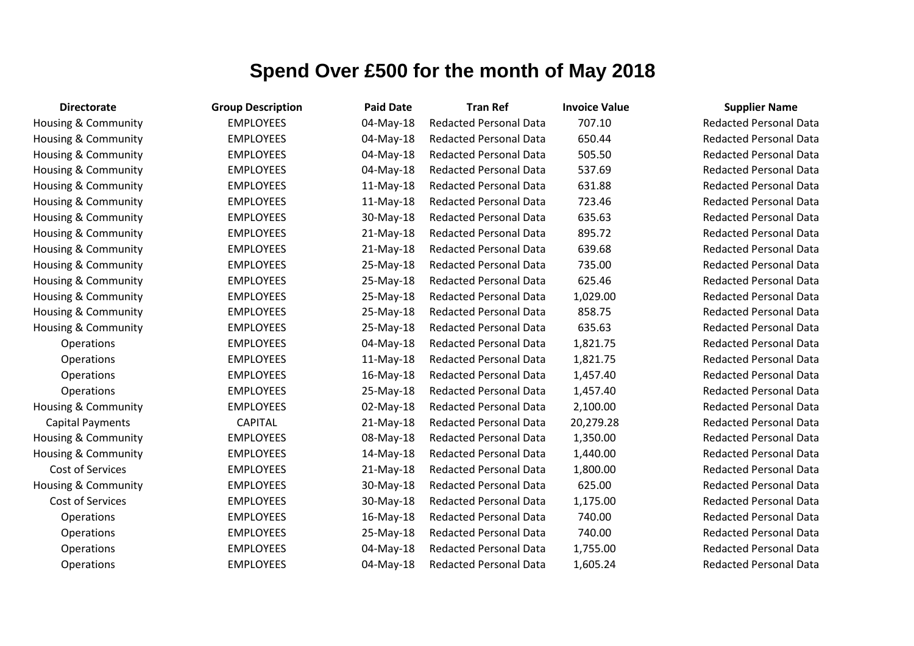# Spend Over £500 for the month of May 2018

| Directorate | Group Description | Paid Date | Tran Ref | Invoice Value | Supplier Name |
|---|---|---|---|---|---|
| Housing & Community | EMPLOYEES | 04-May-18 | Redacted Personal Data | 707.10 | Redacted Personal Data |
| Housing & Community | EMPLOYEES | 04-May-18 | Redacted Personal Data | 650.44 | Redacted Personal Data |
| Housing & Community | EMPLOYEES | 04-May-18 | Redacted Personal Data | 505.50 | Redacted Personal Data |
| Housing & Community | EMPLOYEES | 04-May-18 | Redacted Personal Data | 537.69 | Redacted Personal Data |
| Housing & Community | EMPLOYEES | 11-May-18 | Redacted Personal Data | 631.88 | Redacted Personal Data |
| Housing & Community | EMPLOYEES | 11-May-18 | Redacted Personal Data | 723.46 | Redacted Personal Data |
| Housing & Community | EMPLOYEES | 30-May-18 | Redacted Personal Data | 635.63 | Redacted Personal Data |
| Housing & Community | EMPLOYEES | 21-May-18 | Redacted Personal Data | 895.72 | Redacted Personal Data |
| Housing & Community | EMPLOYEES | 21-May-18 | Redacted Personal Data | 639.68 | Redacted Personal Data |
| Housing & Community | EMPLOYEES | 25-May-18 | Redacted Personal Data | 735.00 | Redacted Personal Data |
| Housing & Community | EMPLOYEES | 25-May-18 | Redacted Personal Data | 625.46 | Redacted Personal Data |
| Housing & Community | EMPLOYEES | 25-May-18 | Redacted Personal Data | 1,029.00 | Redacted Personal Data |
| Housing & Community | EMPLOYEES | 25-May-18 | Redacted Personal Data | 858.75 | Redacted Personal Data |
| Housing & Community | EMPLOYEES | 25-May-18 | Redacted Personal Data | 635.63 | Redacted Personal Data |
| Operations | EMPLOYEES | 04-May-18 | Redacted Personal Data | 1,821.75 | Redacted Personal Data |
| Operations | EMPLOYEES | 11-May-18 | Redacted Personal Data | 1,821.75 | Redacted Personal Data |
| Operations | EMPLOYEES | 16-May-18 | Redacted Personal Data | 1,457.40 | Redacted Personal Data |
| Operations | EMPLOYEES | 25-May-18 | Redacted Personal Data | 1,457.40 | Redacted Personal Data |
| Housing & Community | EMPLOYEES | 02-May-18 | Redacted Personal Data | 2,100.00 | Redacted Personal Data |
| Capital Payments | CAPITAL | 21-May-18 | Redacted Personal Data | 20,279.28 | Redacted Personal Data |
| Housing & Community | EMPLOYEES | 08-May-18 | Redacted Personal Data | 1,350.00 | Redacted Personal Data |
| Housing & Community | EMPLOYEES | 14-May-18 | Redacted Personal Data | 1,440.00 | Redacted Personal Data |
| Cost of Services | EMPLOYEES | 21-May-18 | Redacted Personal Data | 1,800.00 | Redacted Personal Data |
| Housing & Community | EMPLOYEES | 30-May-18 | Redacted Personal Data | 625.00 | Redacted Personal Data |
| Cost of Services | EMPLOYEES | 30-May-18 | Redacted Personal Data | 1,175.00 | Redacted Personal Data |
| Operations | EMPLOYEES | 16-May-18 | Redacted Personal Data | 740.00 | Redacted Personal Data |
| Operations | EMPLOYEES | 25-May-18 | Redacted Personal Data | 740.00 | Redacted Personal Data |
| Operations | EMPLOYEES | 04-May-18 | Redacted Personal Data | 1,755.00 | Redacted Personal Data |
| Operations | EMPLOYEES | 04-May-18 | Redacted Personal Data | 1,605.24 | Redacted Personal Data |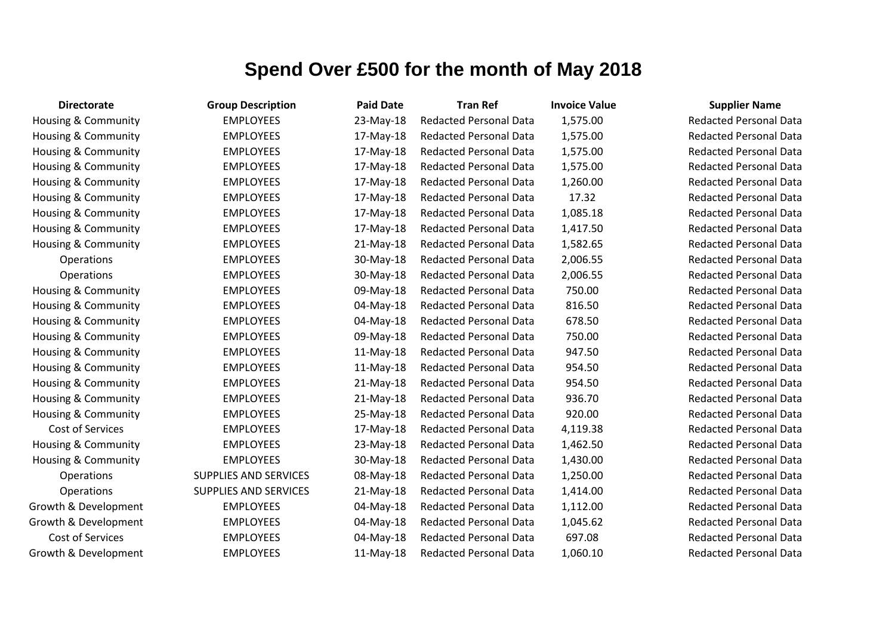# Spend Over £500 for the month of May 2018

| Directorate | Group Description | Paid Date | Tran Ref | Invoice Value | Supplier Name |
|---|---|---|---|---|---|
| Housing & Community | EMPLOYEES | 23-May-18 | Redacted Personal Data | 1,575.00 | Redacted Personal Data |
| Housing & Community | EMPLOYEES | 17-May-18 | Redacted Personal Data | 1,575.00 | Redacted Personal Data |
| Housing & Community | EMPLOYEES | 17-May-18 | Redacted Personal Data | 1,575.00 | Redacted Personal Data |
| Housing & Community | EMPLOYEES | 17-May-18 | Redacted Personal Data | 1,575.00 | Redacted Personal Data |
| Housing & Community | EMPLOYEES | 17-May-18 | Redacted Personal Data | 1,260.00 | Redacted Personal Data |
| Housing & Community | EMPLOYEES | 17-May-18 | Redacted Personal Data | 17.32 | Redacted Personal Data |
| Housing & Community | EMPLOYEES | 17-May-18 | Redacted Personal Data | 1,085.18 | Redacted Personal Data |
| Housing & Community | EMPLOYEES | 17-May-18 | Redacted Personal Data | 1,417.50 | Redacted Personal Data |
| Housing & Community | EMPLOYEES | 21-May-18 | Redacted Personal Data | 1,582.65 | Redacted Personal Data |
| Operations | EMPLOYEES | 30-May-18 | Redacted Personal Data | 2,006.55 | Redacted Personal Data |
| Operations | EMPLOYEES | 30-May-18 | Redacted Personal Data | 2,006.55 | Redacted Personal Data |
| Housing & Community | EMPLOYEES | 09-May-18 | Redacted Personal Data | 750.00 | Redacted Personal Data |
| Housing & Community | EMPLOYEES | 04-May-18 | Redacted Personal Data | 816.50 | Redacted Personal Data |
| Housing & Community | EMPLOYEES | 04-May-18 | Redacted Personal Data | 678.50 | Redacted Personal Data |
| Housing & Community | EMPLOYEES | 09-May-18 | Redacted Personal Data | 750.00 | Redacted Personal Data |
| Housing & Community | EMPLOYEES | 11-May-18 | Redacted Personal Data | 947.50 | Redacted Personal Data |
| Housing & Community | EMPLOYEES | 11-May-18 | Redacted Personal Data | 954.50 | Redacted Personal Data |
| Housing & Community | EMPLOYEES | 21-May-18 | Redacted Personal Data | 954.50 | Redacted Personal Data |
| Housing & Community | EMPLOYEES | 21-May-18 | Redacted Personal Data | 936.70 | Redacted Personal Data |
| Housing & Community | EMPLOYEES | 25-May-18 | Redacted Personal Data | 920.00 | Redacted Personal Data |
| Cost of Services | EMPLOYEES | 17-May-18 | Redacted Personal Data | 4,119.38 | Redacted Personal Data |
| Housing & Community | EMPLOYEES | 23-May-18 | Redacted Personal Data | 1,462.50 | Redacted Personal Data |
| Housing & Community | EMPLOYEES | 30-May-18 | Redacted Personal Data | 1,430.00 | Redacted Personal Data |
| Operations | SUPPLIES AND SERVICES | 08-May-18 | Redacted Personal Data | 1,250.00 | Redacted Personal Data |
| Operations | SUPPLIES AND SERVICES | 21-May-18 | Redacted Personal Data | 1,414.00 | Redacted Personal Data |
| Growth & Development | EMPLOYEES | 04-May-18 | Redacted Personal Data | 1,112.00 | Redacted Personal Data |
| Growth & Development | EMPLOYEES | 04-May-18 | Redacted Personal Data | 1,045.62 | Redacted Personal Data |
| Cost of Services | EMPLOYEES | 04-May-18 | Redacted Personal Data | 697.08 | Redacted Personal Data |
| Growth & Development | EMPLOYEES | 11-May-18 | Redacted Personal Data | 1,060.10 | Redacted Personal Data |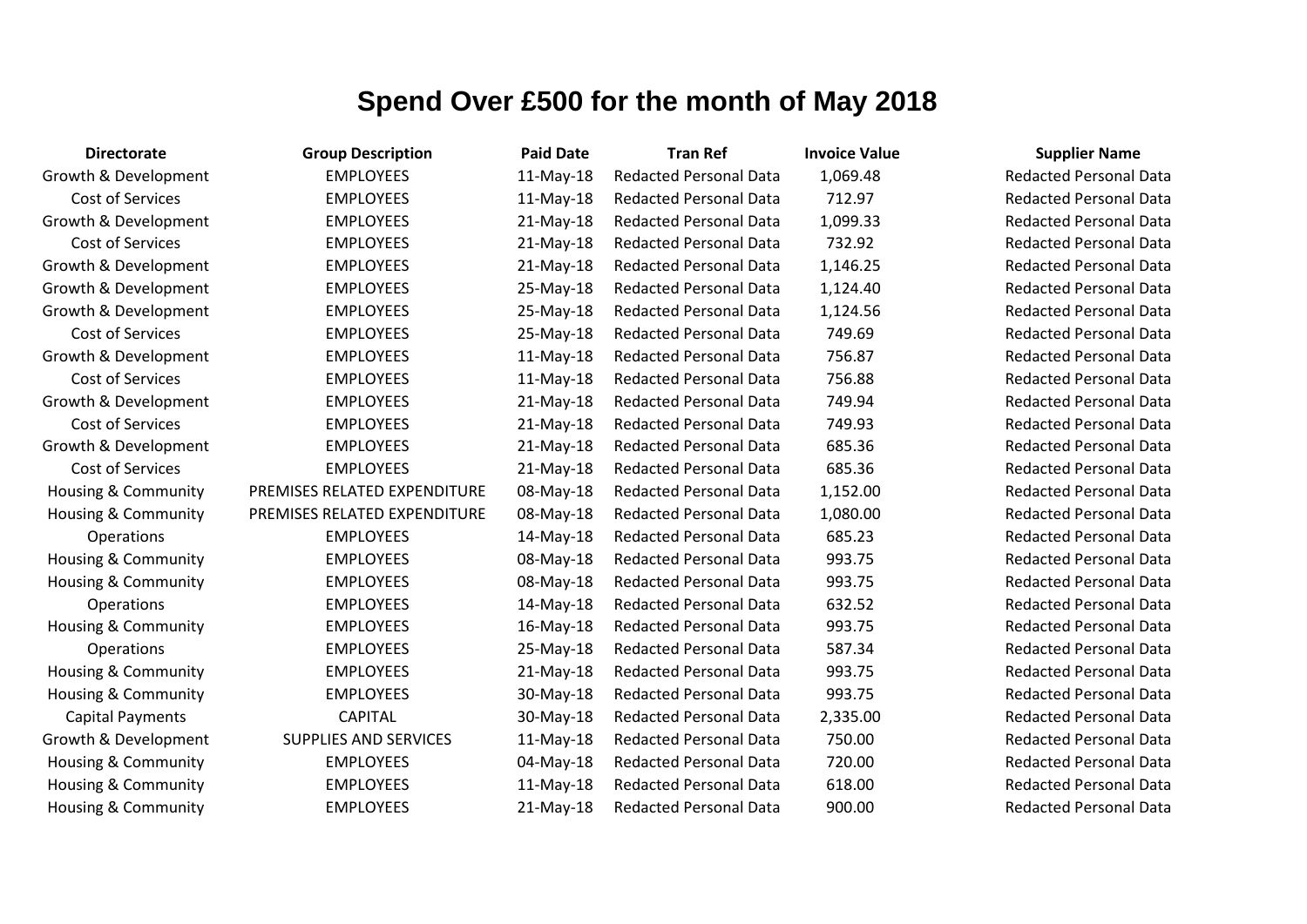# Spend Over £500 for the month of May 2018

| Directorate | Group Description | Paid Date | Tran Ref | Invoice Value | Supplier Name |
|---|---|---|---|---|---|
| Growth & Development | EMPLOYEES | 11-May-18 | Redacted Personal Data | 1,069.48 | Redacted Personal Data |
| Cost of Services | EMPLOYEES | 11-May-18 | Redacted Personal Data | 712.97 | Redacted Personal Data |
| Growth & Development | EMPLOYEES | 21-May-18 | Redacted Personal Data | 1,099.33 | Redacted Personal Data |
| Cost of Services | EMPLOYEES | 21-May-18 | Redacted Personal Data | 732.92 | Redacted Personal Data |
| Growth & Development | EMPLOYEES | 21-May-18 | Redacted Personal Data | 1,146.25 | Redacted Personal Data |
| Growth & Development | EMPLOYEES | 25-May-18 | Redacted Personal Data | 1,124.40 | Redacted Personal Data |
| Growth & Development | EMPLOYEES | 25-May-18 | Redacted Personal Data | 1,124.56 | Redacted Personal Data |
| Cost of Services | EMPLOYEES | 25-May-18 | Redacted Personal Data | 749.69 | Redacted Personal Data |
| Growth & Development | EMPLOYEES | 11-May-18 | Redacted Personal Data | 756.87 | Redacted Personal Data |
| Cost of Services | EMPLOYEES | 11-May-18 | Redacted Personal Data | 756.88 | Redacted Personal Data |
| Growth & Development | EMPLOYEES | 21-May-18 | Redacted Personal Data | 749.94 | Redacted Personal Data |
| Cost of Services | EMPLOYEES | 21-May-18 | Redacted Personal Data | 749.93 | Redacted Personal Data |
| Growth & Development | EMPLOYEES | 21-May-18 | Redacted Personal Data | 685.36 | Redacted Personal Data |
| Cost of Services | EMPLOYEES | 21-May-18 | Redacted Personal Data | 685.36 | Redacted Personal Data |
| Housing & Community | PREMISES RELATED EXPENDITURE | 08-May-18 | Redacted Personal Data | 1,152.00 | Redacted Personal Data |
| Housing & Community | PREMISES RELATED EXPENDITURE | 08-May-18 | Redacted Personal Data | 1,080.00 | Redacted Personal Data |
| Operations | EMPLOYEES | 14-May-18 | Redacted Personal Data | 685.23 | Redacted Personal Data |
| Housing & Community | EMPLOYEES | 08-May-18 | Redacted Personal Data | 993.75 | Redacted Personal Data |
| Housing & Community | EMPLOYEES | 08-May-18 | Redacted Personal Data | 993.75 | Redacted Personal Data |
| Operations | EMPLOYEES | 14-May-18 | Redacted Personal Data | 632.52 | Redacted Personal Data |
| Housing & Community | EMPLOYEES | 16-May-18 | Redacted Personal Data | 993.75 | Redacted Personal Data |
| Operations | EMPLOYEES | 25-May-18 | Redacted Personal Data | 587.34 | Redacted Personal Data |
| Housing & Community | EMPLOYEES | 21-May-18 | Redacted Personal Data | 993.75 | Redacted Personal Data |
| Housing & Community | EMPLOYEES | 30-May-18 | Redacted Personal Data | 993.75 | Redacted Personal Data |
| Capital Payments | CAPITAL | 30-May-18 | Redacted Personal Data | 2,335.00 | Redacted Personal Data |
| Growth & Development | SUPPLIES AND SERVICES | 11-May-18 | Redacted Personal Data | 750.00 | Redacted Personal Data |
| Housing & Community | EMPLOYEES | 04-May-18 | Redacted Personal Data | 720.00 | Redacted Personal Data |
| Housing & Community | EMPLOYEES | 11-May-18 | Redacted Personal Data | 618.00 | Redacted Personal Data |
| Housing & Community | EMPLOYEES | 21-May-18 | Redacted Personal Data | 900.00 | Redacted Personal Data |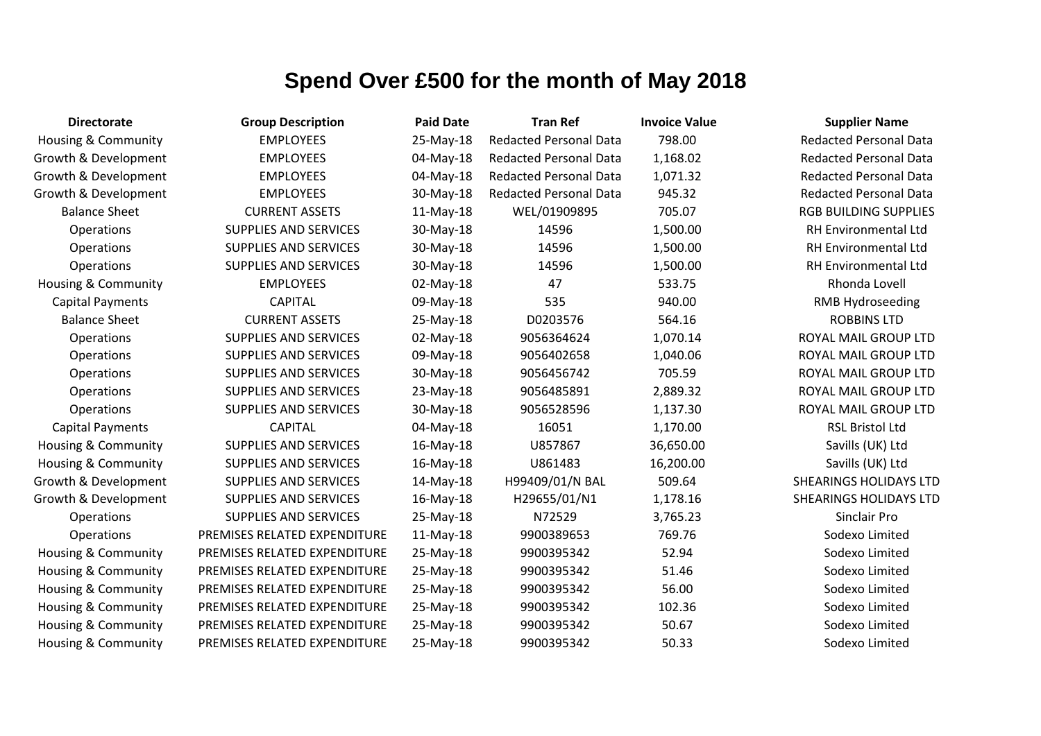# Spend Over £500 for the month of May 2018

| Directorate | Group Description | Paid Date | Tran Ref | Invoice Value | Supplier Name |
|---|---|---|---|---|---|
| Housing & Community | EMPLOYEES | 25-May-18 | Redacted Personal Data | 798.00 | Redacted Personal Data |
| Growth & Development | EMPLOYEES | 04-May-18 | Redacted Personal Data | 1,168.02 | Redacted Personal Data |
| Growth & Development | EMPLOYEES | 04-May-18 | Redacted Personal Data | 1,071.32 | Redacted Personal Data |
| Growth & Development | EMPLOYEES | 30-May-18 | Redacted Personal Data | 945.32 | Redacted Personal Data |
| Balance Sheet | CURRENT ASSETS | 11-May-18 | WEL/01909895 | 705.07 | RGB BUILDING SUPPLIES |
| Operations | SUPPLIES AND SERVICES | 30-May-18 | 14596 | 1,500.00 | RH Environmental Ltd |
| Operations | SUPPLIES AND SERVICES | 30-May-18 | 14596 | 1,500.00 | RH Environmental Ltd |
| Operations | SUPPLIES AND SERVICES | 30-May-18 | 14596 | 1,500.00 | RH Environmental Ltd |
| Housing & Community | EMPLOYEES | 02-May-18 | 47 | 533.75 | Rhonda Lovell |
| Capital Payments | CAPITAL | 09-May-18 | 535 | 940.00 | RMB Hydroseeding |
| Balance Sheet | CURRENT ASSETS | 25-May-18 | D0203576 | 564.16 | ROBBINS LTD |
| Operations | SUPPLIES AND SERVICES | 02-May-18 | 9056364624 | 1,070.14 | ROYAL MAIL GROUP LTD |
| Operations | SUPPLIES AND SERVICES | 09-May-18 | 9056402658 | 1,040.06 | ROYAL MAIL GROUP LTD |
| Operations | SUPPLIES AND SERVICES | 30-May-18 | 9056456742 | 705.59 | ROYAL MAIL GROUP LTD |
| Operations | SUPPLIES AND SERVICES | 23-May-18 | 9056485891 | 2,889.32 | ROYAL MAIL GROUP LTD |
| Operations | SUPPLIES AND SERVICES | 30-May-18 | 9056528596 | 1,137.30 | ROYAL MAIL GROUP LTD |
| Capital Payments | CAPITAL | 04-May-18 | 16051 | 1,170.00 | RSL Bristol Ltd |
| Housing & Community | SUPPLIES AND SERVICES | 16-May-18 | U857867 | 36,650.00 | Savills (UK) Ltd |
| Housing & Community | SUPPLIES AND SERVICES | 16-May-18 | U861483 | 16,200.00 | Savills (UK) Ltd |
| Growth & Development | SUPPLIES AND SERVICES | 14-May-18 | H99409/01/N BAL | 509.64 | SHEARINGS HOLIDAYS LTD |
| Growth & Development | SUPPLIES AND SERVICES | 16-May-18 | H29655/01/N1 | 1,178.16 | SHEARINGS HOLIDAYS LTD |
| Operations | SUPPLIES AND SERVICES | 25-May-18 | N72529 | 3,765.23 | Sinclair Pro |
| Operations | PREMISES RELATED EXPENDITURE | 11-May-18 | 9900389653 | 769.76 | Sodexo Limited |
| Housing & Community | PREMISES RELATED EXPENDITURE | 25-May-18 | 9900395342 | 52.94 | Sodexo Limited |
| Housing & Community | PREMISES RELATED EXPENDITURE | 25-May-18 | 9900395342 | 51.46 | Sodexo Limited |
| Housing & Community | PREMISES RELATED EXPENDITURE | 25-May-18 | 9900395342 | 56.00 | Sodexo Limited |
| Housing & Community | PREMISES RELATED EXPENDITURE | 25-May-18 | 9900395342 | 102.36 | Sodexo Limited |
| Housing & Community | PREMISES RELATED EXPENDITURE | 25-May-18 | 9900395342 | 50.67 | Sodexo Limited |
| Housing & Community | PREMISES RELATED EXPENDITURE | 25-May-18 | 9900395342 | 50.33 | Sodexo Limited |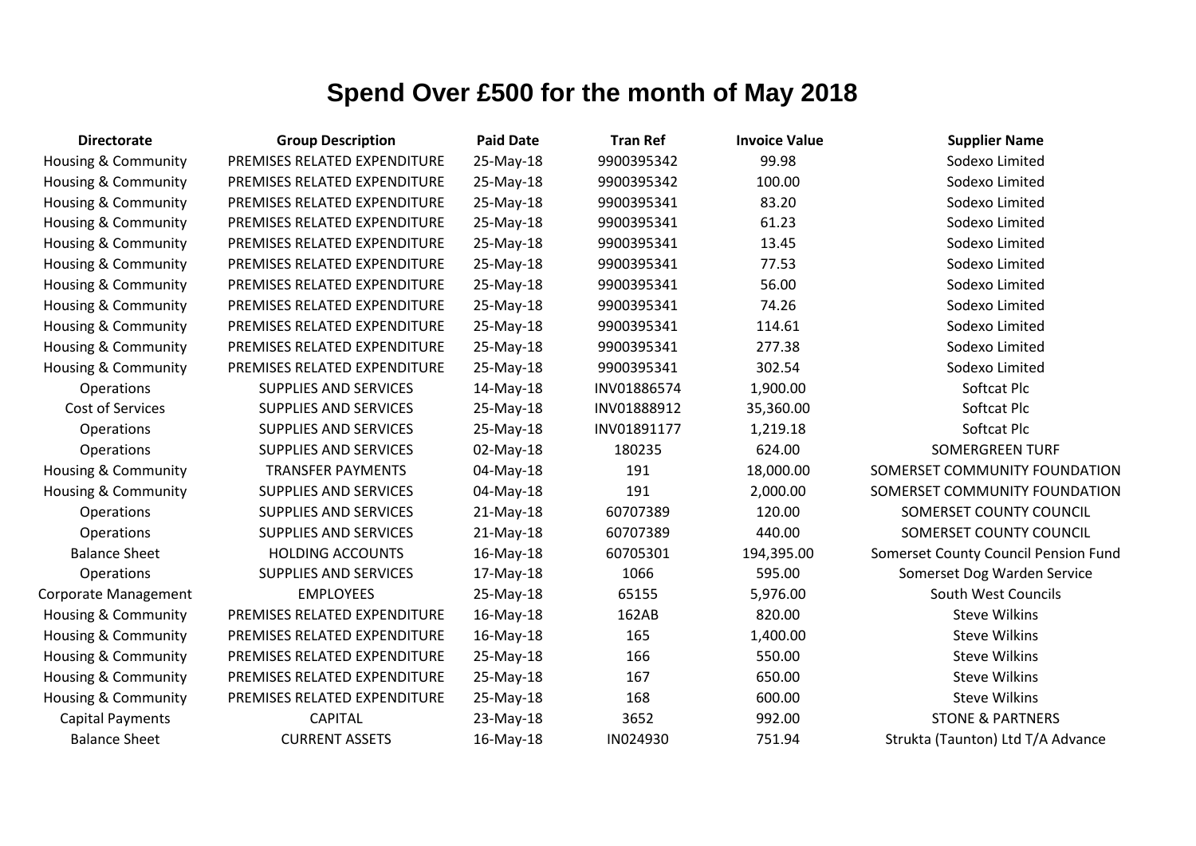# Spend Over £500 for the month of May 2018

| Directorate | Group Description | Paid Date | Tran Ref | Invoice Value | Supplier Name |
|---|---|---|---|---|---|
| Housing & Community | PREMISES RELATED EXPENDITURE | 25-May-18 | 9900395342 | 99.98 | Sodexo Limited |
| Housing & Community | PREMISES RELATED EXPENDITURE | 25-May-18 | 9900395342 | 100.00 | Sodexo Limited |
| Housing & Community | PREMISES RELATED EXPENDITURE | 25-May-18 | 9900395341 | 83.20 | Sodexo Limited |
| Housing & Community | PREMISES RELATED EXPENDITURE | 25-May-18 | 9900395341 | 61.23 | Sodexo Limited |
| Housing & Community | PREMISES RELATED EXPENDITURE | 25-May-18 | 9900395341 | 13.45 | Sodexo Limited |
| Housing & Community | PREMISES RELATED EXPENDITURE | 25-May-18 | 9900395341 | 77.53 | Sodexo Limited |
| Housing & Community | PREMISES RELATED EXPENDITURE | 25-May-18 | 9900395341 | 56.00 | Sodexo Limited |
| Housing & Community | PREMISES RELATED EXPENDITURE | 25-May-18 | 9900395341 | 74.26 | Sodexo Limited |
| Housing & Community | PREMISES RELATED EXPENDITURE | 25-May-18 | 9900395341 | 114.61 | Sodexo Limited |
| Housing & Community | PREMISES RELATED EXPENDITURE | 25-May-18 | 9900395341 | 277.38 | Sodexo Limited |
| Housing & Community | PREMISES RELATED EXPENDITURE | 25-May-18 | 9900395341 | 302.54 | Sodexo Limited |
| Operations | SUPPLIES AND SERVICES | 14-May-18 | INV01886574 | 1,900.00 | Softcat Plc |
| Cost of Services | SUPPLIES AND SERVICES | 25-May-18 | INV01888912 | 35,360.00 | Softcat Plc |
| Operations | SUPPLIES AND SERVICES | 25-May-18 | INV01891177 | 1,219.18 | Softcat Plc |
| Operations | SUPPLIES AND SERVICES | 02-May-18 | 180235 | 624.00 | SOMERGREEN TURF |
| Housing & Community | TRANSFER PAYMENTS | 04-May-18 | 191 | 18,000.00 | SOMERSET COMMUNITY FOUNDATION |
| Housing & Community | SUPPLIES AND SERVICES | 04-May-18 | 191 | 2,000.00 | SOMERSET COMMUNITY FOUNDATION |
| Operations | SUPPLIES AND SERVICES | 21-May-18 | 60707389 | 120.00 | SOMERSET COUNTY COUNCIL |
| Operations | SUPPLIES AND SERVICES | 21-May-18 | 60707389 | 440.00 | SOMERSET COUNTY COUNCIL |
| Balance Sheet | HOLDING ACCOUNTS | 16-May-18 | 60705301 | 194,395.00 | Somerset County Council Pension Fund |
| Operations | SUPPLIES AND SERVICES | 17-May-18 | 1066 | 595.00 | Somerset Dog Warden Service |
| Corporate Management | EMPLOYEES | 25-May-18 | 65155 | 5,976.00 | South West Councils |
| Housing & Community | PREMISES RELATED EXPENDITURE | 16-May-18 | 162AB | 820.00 | Steve Wilkins |
| Housing & Community | PREMISES RELATED EXPENDITURE | 16-May-18 | 165 | 1,400.00 | Steve Wilkins |
| Housing & Community | PREMISES RELATED EXPENDITURE | 25-May-18 | 166 | 550.00 | Steve Wilkins |
| Housing & Community | PREMISES RELATED EXPENDITURE | 25-May-18 | 167 | 650.00 | Steve Wilkins |
| Housing & Community | PREMISES RELATED EXPENDITURE | 25-May-18 | 168 | 600.00 | Steve Wilkins |
| Capital Payments | CAPITAL | 23-May-18 | 3652 | 992.00 | STONE & PARTNERS |
| Balance Sheet | CURRENT ASSETS | 16-May-18 | IN024930 | 751.94 | Strukta (Taunton) Ltd T/A Advance |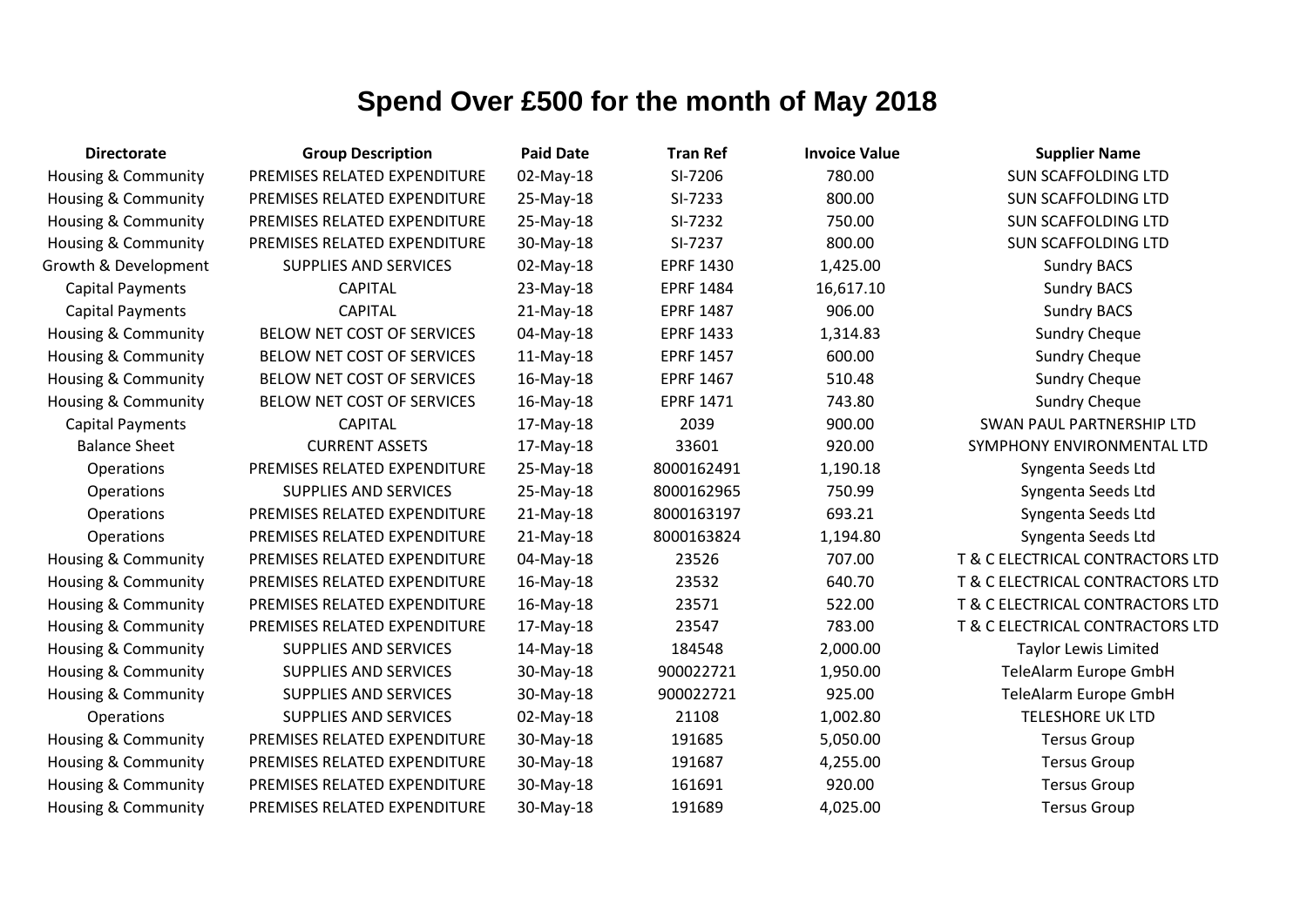# Spend Over £500 for the month of May 2018

| Directorate | Group Description | Paid Date | Tran Ref | Invoice Value | Supplier Name |
|---|---|---|---|---|---|
| Housing & Community | PREMISES RELATED EXPENDITURE | 02-May-18 | SI-7206 | 780.00 | SUN SCAFFOLDING LTD |
| Housing & Community | PREMISES RELATED EXPENDITURE | 25-May-18 | SI-7233 | 800.00 | SUN SCAFFOLDING LTD |
| Housing & Community | PREMISES RELATED EXPENDITURE | 25-May-18 | SI-7232 | 750.00 | SUN SCAFFOLDING LTD |
| Housing & Community | PREMISES RELATED EXPENDITURE | 30-May-18 | SI-7237 | 800.00 | SUN SCAFFOLDING LTD |
| Growth & Development | SUPPLIES AND SERVICES | 02-May-18 | EPRF 1430 | 1,425.00 | Sundry BACS |
| Capital Payments | CAPITAL | 23-May-18 | EPRF 1484 | 16,617.10 | Sundry BACS |
| Capital Payments | CAPITAL | 21-May-18 | EPRF 1487 | 906.00 | Sundry BACS |
| Housing & Community | BELOW NET COST OF SERVICES | 04-May-18 | EPRF 1433 | 1,314.83 | Sundry Cheque |
| Housing & Community | BELOW NET COST OF SERVICES | 11-May-18 | EPRF 1457 | 600.00 | Sundry Cheque |
| Housing & Community | BELOW NET COST OF SERVICES | 16-May-18 | EPRF 1467 | 510.48 | Sundry Cheque |
| Housing & Community | BELOW NET COST OF SERVICES | 16-May-18 | EPRF 1471 | 743.80 | Sundry Cheque |
| Capital Payments | CAPITAL | 17-May-18 | 2039 | 900.00 | SWAN PAUL PARTNERSHIP LTD |
| Balance Sheet | CURRENT ASSETS | 17-May-18 | 33601 | 920.00 | SYMPHONY ENVIRONMENTAL LTD |
| Operations | PREMISES RELATED EXPENDITURE | 25-May-18 | 8000162491 | 1,190.18 | Syngenta Seeds Ltd |
| Operations | SUPPLIES AND SERVICES | 25-May-18 | 8000162965 | 750.99 | Syngenta Seeds Ltd |
| Operations | PREMISES RELATED EXPENDITURE | 21-May-18 | 8000163197 | 693.21 | Syngenta Seeds Ltd |
| Operations | PREMISES RELATED EXPENDITURE | 21-May-18 | 8000163824 | 1,194.80 | Syngenta Seeds Ltd |
| Housing & Community | PREMISES RELATED EXPENDITURE | 04-May-18 | 23526 | 707.00 | T & C ELECTRICAL CONTRACTORS LTD |
| Housing & Community | PREMISES RELATED EXPENDITURE | 16-May-18 | 23532 | 640.70 | T & C ELECTRICAL CONTRACTORS LTD |
| Housing & Community | PREMISES RELATED EXPENDITURE | 16-May-18 | 23571 | 522.00 | T & C ELECTRICAL CONTRACTORS LTD |
| Housing & Community | PREMISES RELATED EXPENDITURE | 17-May-18 | 23547 | 783.00 | T & C ELECTRICAL CONTRACTORS LTD |
| Housing & Community | SUPPLIES AND SERVICES | 14-May-18 | 184548 | 2,000.00 | Taylor Lewis Limited |
| Housing & Community | SUPPLIES AND SERVICES | 30-May-18 | 900022721 | 1,950.00 | TeleAlarm Europe GmbH |
| Housing & Community | SUPPLIES AND SERVICES | 30-May-18 | 900022721 | 925.00 | TeleAlarm Europe GmbH |
| Operations | SUPPLIES AND SERVICES | 02-May-18 | 21108 | 1,002.80 | TELESHORE UK LTD |
| Housing & Community | PREMISES RELATED EXPENDITURE | 30-May-18 | 191685 | 5,050.00 | Tersus Group |
| Housing & Community | PREMISES RELATED EXPENDITURE | 30-May-18 | 191687 | 4,255.00 | Tersus Group |
| Housing & Community | PREMISES RELATED EXPENDITURE | 30-May-18 | 161691 | 920.00 | Tersus Group |
| Housing & Community | PREMISES RELATED EXPENDITURE | 30-May-18 | 191689 | 4,025.00 | Tersus Group |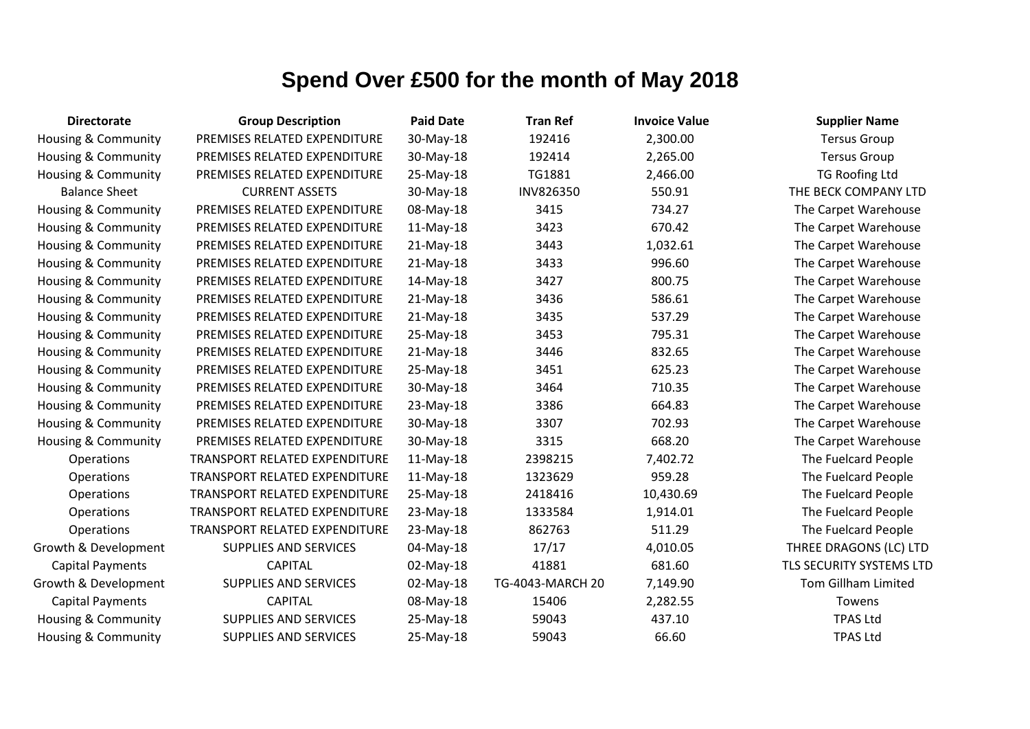# Spend Over £500 for the month of May 2018

| Directorate | Group Description | Paid Date | Tran Ref | Invoice Value | Supplier Name |
|---|---|---|---|---|---|
| Housing & Community | PREMISES RELATED EXPENDITURE | 30-May-18 | 192416 | 2,300.00 | Tersus Group |
| Housing & Community | PREMISES RELATED EXPENDITURE | 30-May-18 | 192414 | 2,265.00 | Tersus Group |
| Housing & Community | PREMISES RELATED EXPENDITURE | 25-May-18 | TG1881 | 2,466.00 | TG Roofing Ltd |
| Balance Sheet | CURRENT ASSETS | 30-May-18 | INV826350 | 550.91 | THE BECK COMPANY LTD |
| Housing & Community | PREMISES RELATED EXPENDITURE | 08-May-18 | 3415 | 734.27 | The Carpet Warehouse |
| Housing & Community | PREMISES RELATED EXPENDITURE | 11-May-18 | 3423 | 670.42 | The Carpet Warehouse |
| Housing & Community | PREMISES RELATED EXPENDITURE | 21-May-18 | 3443 | 1,032.61 | The Carpet Warehouse |
| Housing & Community | PREMISES RELATED EXPENDITURE | 21-May-18 | 3433 | 996.60 | The Carpet Warehouse |
| Housing & Community | PREMISES RELATED EXPENDITURE | 14-May-18 | 3427 | 800.75 | The Carpet Warehouse |
| Housing & Community | PREMISES RELATED EXPENDITURE | 21-May-18 | 3436 | 586.61 | The Carpet Warehouse |
| Housing & Community | PREMISES RELATED EXPENDITURE | 21-May-18 | 3435 | 537.29 | The Carpet Warehouse |
| Housing & Community | PREMISES RELATED EXPENDITURE | 25-May-18 | 3453 | 795.31 | The Carpet Warehouse |
| Housing & Community | PREMISES RELATED EXPENDITURE | 21-May-18 | 3446 | 832.65 | The Carpet Warehouse |
| Housing & Community | PREMISES RELATED EXPENDITURE | 25-May-18 | 3451 | 625.23 | The Carpet Warehouse |
| Housing & Community | PREMISES RELATED EXPENDITURE | 30-May-18 | 3464 | 710.35 | The Carpet Warehouse |
| Housing & Community | PREMISES RELATED EXPENDITURE | 23-May-18 | 3386 | 664.83 | The Carpet Warehouse |
| Housing & Community | PREMISES RELATED EXPENDITURE | 30-May-18 | 3307 | 702.93 | The Carpet Warehouse |
| Housing & Community | PREMISES RELATED EXPENDITURE | 30-May-18 | 3315 | 668.20 | The Carpet Warehouse |
| Operations | TRANSPORT RELATED EXPENDITURE | 11-May-18 | 2398215 | 7,402.72 | The Fuelcard People |
| Operations | TRANSPORT RELATED EXPENDITURE | 11-May-18 | 1323629 | 959.28 | The Fuelcard People |
| Operations | TRANSPORT RELATED EXPENDITURE | 25-May-18 | 2418416 | 10,430.69 | The Fuelcard People |
| Operations | TRANSPORT RELATED EXPENDITURE | 23-May-18 | 1333584 | 1,914.01 | The Fuelcard People |
| Operations | TRANSPORT RELATED EXPENDITURE | 23-May-18 | 862763 | 511.29 | The Fuelcard People |
| Growth & Development | SUPPLIES AND SERVICES | 04-May-18 | 17/17 | 4,010.05 | THREE DRAGONS (LC) LTD |
| Capital Payments | CAPITAL | 02-May-18 | 41881 | 681.60 | TLS SECURITY SYSTEMS LTD |
| Growth & Development | SUPPLIES AND SERVICES | 02-May-18 | TG-4043-MARCH 20 | 7,149.90 | Tom Gillham Limited |
| Capital Payments | CAPITAL | 08-May-18 | 15406 | 2,282.55 | Towens |
| Housing & Community | SUPPLIES AND SERVICES | 25-May-18 | 59043 | 437.10 | TPAS Ltd |
| Housing & Community | SUPPLIES AND SERVICES | 25-May-18 | 59043 | 66.60 | TPAS Ltd |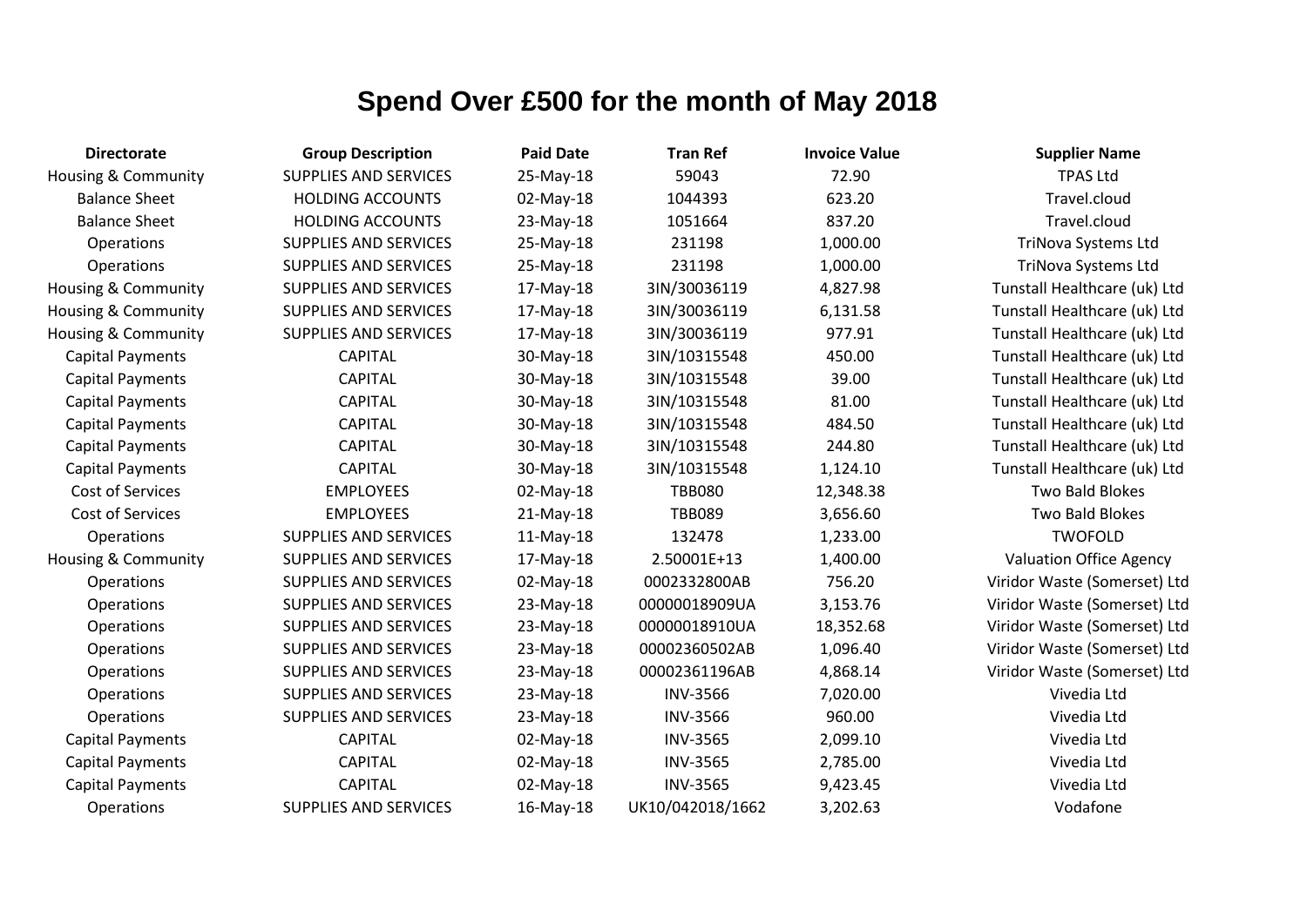# Spend Over £500 for the month of May 2018

| Directorate | Group Description | Paid Date | Tran Ref | Invoice Value | Supplier Name |
|---|---|---|---|---|---|
| Housing & Community | SUPPLIES AND SERVICES | 25-May-18 | 59043 | 72.90 | TPAS Ltd |
| Balance Sheet | HOLDING ACCOUNTS | 02-May-18 | 1044393 | 623.20 | Travel.cloud |
| Balance Sheet | HOLDING ACCOUNTS | 23-May-18 | 1051664 | 837.20 | Travel.cloud |
| Operations | SUPPLIES AND SERVICES | 25-May-18 | 231198 | 1,000.00 | TriNova Systems Ltd |
| Operations | SUPPLIES AND SERVICES | 25-May-18 | 231198 | 1,000.00 | TriNova Systems Ltd |
| Housing & Community | SUPPLIES AND SERVICES | 17-May-18 | 3IN/30036119 | 4,827.98 | Tunstall Healthcare (uk) Ltd |
| Housing & Community | SUPPLIES AND SERVICES | 17-May-18 | 3IN/30036119 | 6,131.58 | Tunstall Healthcare (uk) Ltd |
| Housing & Community | SUPPLIES AND SERVICES | 17-May-18 | 3IN/30036119 | 977.91 | Tunstall Healthcare (uk) Ltd |
| Capital Payments | CAPITAL | 30-May-18 | 3IN/10315548 | 450.00 | Tunstall Healthcare (uk) Ltd |
| Capital Payments | CAPITAL | 30-May-18 | 3IN/10315548 | 39.00 | Tunstall Healthcare (uk) Ltd |
| Capital Payments | CAPITAL | 30-May-18 | 3IN/10315548 | 81.00 | Tunstall Healthcare (uk) Ltd |
| Capital Payments | CAPITAL | 30-May-18 | 3IN/10315548 | 484.50 | Tunstall Healthcare (uk) Ltd |
| Capital Payments | CAPITAL | 30-May-18 | 3IN/10315548 | 244.80 | Tunstall Healthcare (uk) Ltd |
| Capital Payments | CAPITAL | 30-May-18 | 3IN/10315548 | 1,124.10 | Tunstall Healthcare (uk) Ltd |
| Cost of Services | EMPLOYEES | 02-May-18 | TBB080 | 12,348.38 | Two Bald Blokes |
| Cost of Services | EMPLOYEES | 21-May-18 | TBB089 | 3,656.60 | Two Bald Blokes |
| Operations | SUPPLIES AND SERVICES | 11-May-18 | 132478 | 1,233.00 | TWOFOLD |
| Housing & Community | SUPPLIES AND SERVICES | 17-May-18 | 2.50001E+13 | 1,400.00 | Valuation Office Agency |
| Operations | SUPPLIES AND SERVICES | 02-May-18 | 0002332800AB | 756.20 | Viridor Waste (Somerset) Ltd |
| Operations | SUPPLIES AND SERVICES | 23-May-18 | 00000018909UA | 3,153.76 | Viridor Waste (Somerset) Ltd |
| Operations | SUPPLIES AND SERVICES | 23-May-18 | 00000018910UA | 18,352.68 | Viridor Waste (Somerset) Ltd |
| Operations | SUPPLIES AND SERVICES | 23-May-18 | 00002360502AB | 1,096.40 | Viridor Waste (Somerset) Ltd |
| Operations | SUPPLIES AND SERVICES | 23-May-18 | 00002361196AB | 4,868.14 | Viridor Waste (Somerset) Ltd |
| Operations | SUPPLIES AND SERVICES | 23-May-18 | INV-3566 | 7,020.00 | Vivedia Ltd |
| Operations | SUPPLIES AND SERVICES | 23-May-18 | INV-3566 | 960.00 | Vivedia Ltd |
| Capital Payments | CAPITAL | 02-May-18 | INV-3565 | 2,099.10 | Vivedia Ltd |
| Capital Payments | CAPITAL | 02-May-18 | INV-3565 | 2,785.00 | Vivedia Ltd |
| Capital Payments | CAPITAL | 02-May-18 | INV-3565 | 9,423.45 | Vivedia Ltd |
| Operations | SUPPLIES AND SERVICES | 16-May-18 | UK10/042018/1662 | 3,202.63 | Vodafone |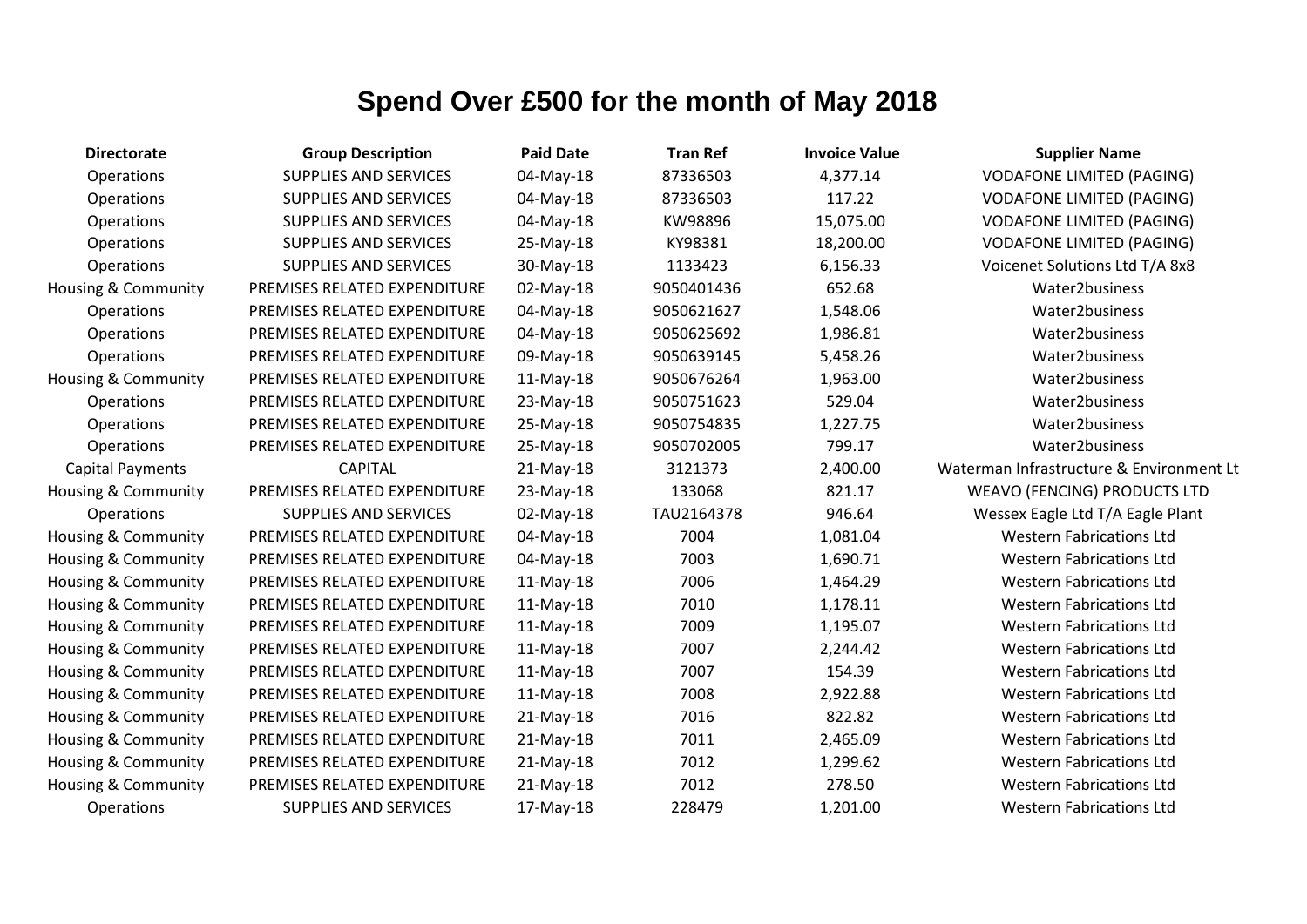# Spend Over £500 for the month of May 2018

| Directorate | Group Description | Paid Date | Tran Ref | Invoice Value | Supplier Name |
|---|---|---|---|---|---|
| Operations | SUPPLIES AND SERVICES | 04-May-18 | 87336503 | 4,377.14 | VODAFONE LIMITED (PAGING) |
| Operations | SUPPLIES AND SERVICES | 04-May-18 | 87336503 | 117.22 | VODAFONE LIMITED (PAGING) |
| Operations | SUPPLIES AND SERVICES | 04-May-18 | KW98896 | 15,075.00 | VODAFONE LIMITED (PAGING) |
| Operations | SUPPLIES AND SERVICES | 25-May-18 | KY98381 | 18,200.00 | VODAFONE LIMITED (PAGING) |
| Operations | SUPPLIES AND SERVICES | 30-May-18 | 1133423 | 6,156.33 | Voicenet Solutions Ltd T/A 8x8 |
| Housing & Community | PREMISES RELATED EXPENDITURE | 02-May-18 | 9050401436 | 652.68 | Water2business |
| Operations | PREMISES RELATED EXPENDITURE | 04-May-18 | 9050621627 | 1,548.06 | Water2business |
| Operations | PREMISES RELATED EXPENDITURE | 04-May-18 | 9050625692 | 1,986.81 | Water2business |
| Operations | PREMISES RELATED EXPENDITURE | 09-May-18 | 9050639145 | 5,458.26 | Water2business |
| Housing & Community | PREMISES RELATED EXPENDITURE | 11-May-18 | 9050676264 | 1,963.00 | Water2business |
| Operations | PREMISES RELATED EXPENDITURE | 23-May-18 | 9050751623 | 529.04 | Water2business |
| Operations | PREMISES RELATED EXPENDITURE | 25-May-18 | 9050754835 | 1,227.75 | Water2business |
| Operations | PREMISES RELATED EXPENDITURE | 25-May-18 | 9050702005 | 799.17 | Water2business |
| Capital Payments | CAPITAL | 21-May-18 | 3121373 | 2,400.00 | Waterman Infrastructure & Environment Lt |
| Housing & Community | PREMISES RELATED EXPENDITURE | 23-May-18 | 133068 | 821.17 | WEAVO (FENCING) PRODUCTS LTD |
| Operations | SUPPLIES AND SERVICES | 02-May-18 | TAU2164378 | 946.64 | Wessex Eagle Ltd T/A Eagle Plant |
| Housing & Community | PREMISES RELATED EXPENDITURE | 04-May-18 | 7004 | 1,081.04 | Western Fabrications Ltd |
| Housing & Community | PREMISES RELATED EXPENDITURE | 04-May-18 | 7003 | 1,690.71 | Western Fabrications Ltd |
| Housing & Community | PREMISES RELATED EXPENDITURE | 11-May-18 | 7006 | 1,464.29 | Western Fabrications Ltd |
| Housing & Community | PREMISES RELATED EXPENDITURE | 11-May-18 | 7010 | 1,178.11 | Western Fabrications Ltd |
| Housing & Community | PREMISES RELATED EXPENDITURE | 11-May-18 | 7009 | 1,195.07 | Western Fabrications Ltd |
| Housing & Community | PREMISES RELATED EXPENDITURE | 11-May-18 | 7007 | 2,244.42 | Western Fabrications Ltd |
| Housing & Community | PREMISES RELATED EXPENDITURE | 11-May-18 | 7007 | 154.39 | Western Fabrications Ltd |
| Housing & Community | PREMISES RELATED EXPENDITURE | 11-May-18 | 7008 | 2,922.88 | Western Fabrications Ltd |
| Housing & Community | PREMISES RELATED EXPENDITURE | 21-May-18 | 7016 | 822.82 | Western Fabrications Ltd |
| Housing & Community | PREMISES RELATED EXPENDITURE | 21-May-18 | 7011 | 2,465.09 | Western Fabrications Ltd |
| Housing & Community | PREMISES RELATED EXPENDITURE | 21-May-18 | 7012 | 1,299.62 | Western Fabrications Ltd |
| Housing & Community | PREMISES RELATED EXPENDITURE | 21-May-18 | 7012 | 278.50 | Western Fabrications Ltd |
| Operations | SUPPLIES AND SERVICES | 17-May-18 | 228479 | 1,201.00 | Western Fabrications Ltd |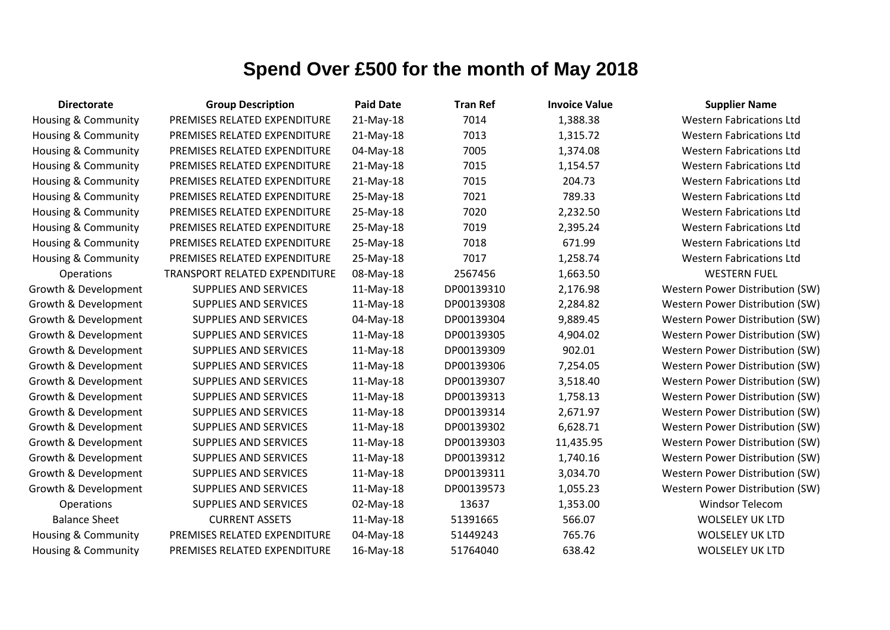# Spend Over £500 for the month of May 2018

| Directorate | Group Description | Paid Date | Tran Ref | Invoice Value | Supplier Name |
|---|---|---|---|---|---|
| Housing & Community | PREMISES RELATED EXPENDITURE | 21-May-18 | 7014 | 1,388.38 | Western Fabrications Ltd |
| Housing & Community | PREMISES RELATED EXPENDITURE | 21-May-18 | 7013 | 1,315.72 | Western Fabrications Ltd |
| Housing & Community | PREMISES RELATED EXPENDITURE | 04-May-18 | 7005 | 1,374.08 | Western Fabrications Ltd |
| Housing & Community | PREMISES RELATED EXPENDITURE | 21-May-18 | 7015 | 1,154.57 | Western Fabrications Ltd |
| Housing & Community | PREMISES RELATED EXPENDITURE | 21-May-18 | 7015 | 204.73 | Western Fabrications Ltd |
| Housing & Community | PREMISES RELATED EXPENDITURE | 25-May-18 | 7021 | 789.33 | Western Fabrications Ltd |
| Housing & Community | PREMISES RELATED EXPENDITURE | 25-May-18 | 7020 | 2,232.50 | Western Fabrications Ltd |
| Housing & Community | PREMISES RELATED EXPENDITURE | 25-May-18 | 7019 | 2,395.24 | Western Fabrications Ltd |
| Housing & Community | PREMISES RELATED EXPENDITURE | 25-May-18 | 7018 | 671.99 | Western Fabrications Ltd |
| Housing & Community | PREMISES RELATED EXPENDITURE | 25-May-18 | 7017 | 1,258.74 | Western Fabrications Ltd |
| Operations | TRANSPORT RELATED EXPENDITURE | 08-May-18 | 2567456 | 1,663.50 | WESTERN FUEL |
| Growth & Development | SUPPLIES AND SERVICES | 11-May-18 | DP00139310 | 2,176.98 | Western Power Distribution (SW) |
| Growth & Development | SUPPLIES AND SERVICES | 11-May-18 | DP00139308 | 2,284.82 | Western Power Distribution (SW) |
| Growth & Development | SUPPLIES AND SERVICES | 04-May-18 | DP00139304 | 9,889.45 | Western Power Distribution (SW) |
| Growth & Development | SUPPLIES AND SERVICES | 11-May-18 | DP00139305 | 4,904.02 | Western Power Distribution (SW) |
| Growth & Development | SUPPLIES AND SERVICES | 11-May-18 | DP00139309 | 902.01 | Western Power Distribution (SW) |
| Growth & Development | SUPPLIES AND SERVICES | 11-May-18 | DP00139306 | 7,254.05 | Western Power Distribution (SW) |
| Growth & Development | SUPPLIES AND SERVICES | 11-May-18 | DP00139307 | 3,518.40 | Western Power Distribution (SW) |
| Growth & Development | SUPPLIES AND SERVICES | 11-May-18 | DP00139313 | 1,758.13 | Western Power Distribution (SW) |
| Growth & Development | SUPPLIES AND SERVICES | 11-May-18 | DP00139314 | 2,671.97 | Western Power Distribution (SW) |
| Growth & Development | SUPPLIES AND SERVICES | 11-May-18 | DP00139302 | 6,628.71 | Western Power Distribution (SW) |
| Growth & Development | SUPPLIES AND SERVICES | 11-May-18 | DP00139303 | 11,435.95 | Western Power Distribution (SW) |
| Growth & Development | SUPPLIES AND SERVICES | 11-May-18 | DP00139312 | 1,740.16 | Western Power Distribution (SW) |
| Growth & Development | SUPPLIES AND SERVICES | 11-May-18 | DP00139311 | 3,034.70 | Western Power Distribution (SW) |
| Growth & Development | SUPPLIES AND SERVICES | 11-May-18 | DP00139573 | 1,055.23 | Western Power Distribution (SW) |
| Operations | SUPPLIES AND SERVICES | 02-May-18 | 13637 | 1,353.00 | Windsor Telecom |
| Balance Sheet | CURRENT ASSETS | 11-May-18 | 51391665 | 566.07 | WOLSELEY UK LTD |
| Housing & Community | PREMISES RELATED EXPENDITURE | 04-May-18 | 51449243 | 765.76 | WOLSELEY UK LTD |
| Housing & Community | PREMISES RELATED EXPENDITURE | 16-May-18 | 51764040 | 638.42 | WOLSELEY UK LTD |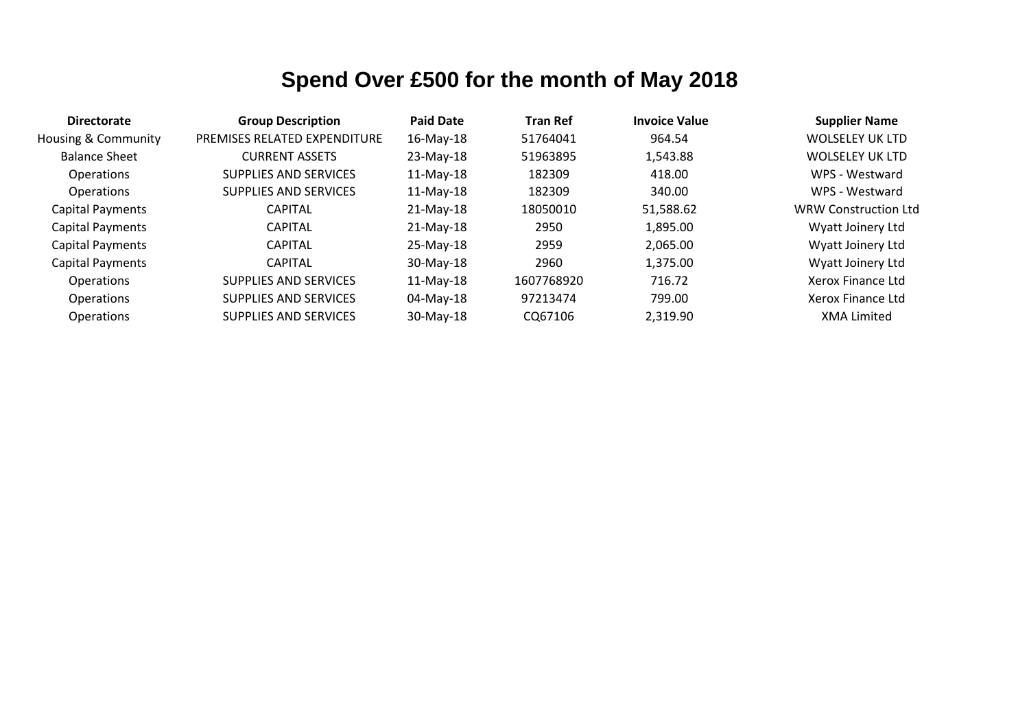# Spend Over £500 for the month of May 2018

| Directorate | Group Description | Paid Date | Tran Ref | Invoice Value | Supplier Name |
|---|---|---|---|---|---|
| Housing & Community | PREMISES RELATED EXPENDITURE | 16-May-18 | 51764041 | 964.54 | WOLSELEY UK LTD |
| Balance Sheet | CURRENT ASSETS | 23-May-18 | 51963895 | 1,543.88 | WOLSELEY UK LTD |
| Operations | SUPPLIES AND SERVICES | 11-May-18 | 182309 | 418.00 | WPS - Westward |
| Operations | SUPPLIES AND SERVICES | 11-May-18 | 182309 | 340.00 | WPS - Westward |
| Capital Payments | CAPITAL | 21-May-18 | 18050010 | 51,588.62 | WRW Construction Ltd |
| Capital Payments | CAPITAL | 21-May-18 | 2950 | 1,895.00 | Wyatt Joinery Ltd |
| Capital Payments | CAPITAL | 25-May-18 | 2959 | 2,065.00 | Wyatt Joinery Ltd |
| Capital Payments | CAPITAL | 30-May-18 | 2960 | 1,375.00 | Wyatt Joinery Ltd |
| Operations | SUPPLIES AND SERVICES | 11-May-18 | 1607768920 | 716.72 | Xerox Finance Ltd |
| Operations | SUPPLIES AND SERVICES | 04-May-18 | 97213474 | 799.00 | Xerox Finance Ltd |
| Operations | SUPPLIES AND SERVICES | 30-May-18 | CQ67106 | 2,319.90 | XMA Limited |